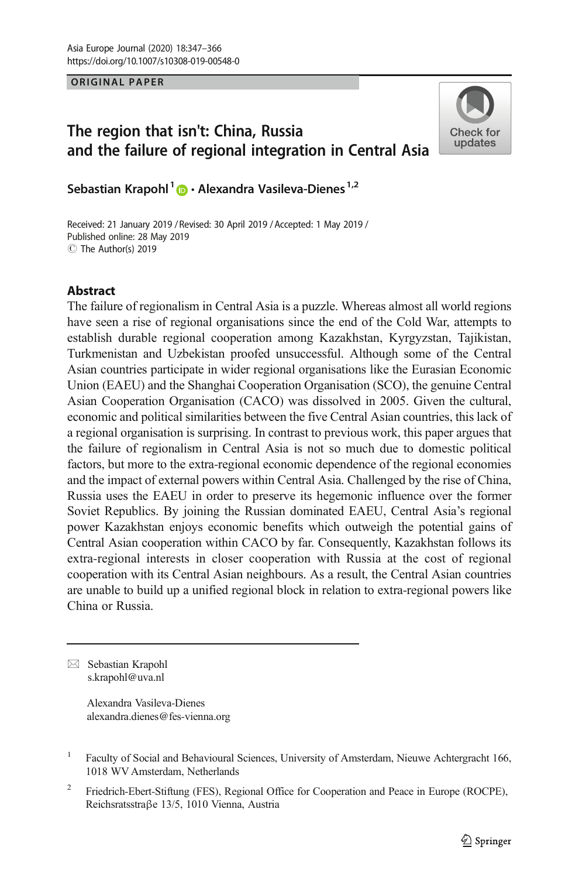ORIGINAL PAPER

# The region that isn't: China, Russia and the failure of regional integration in Central Asia

**Sebastian Krapohl**[1] **· Alexandra Vasileva-Dienes**[1,2]

Received: 21 January 2019 / Revised: 30 April 2019 / Accepted: 1 May 2019 /
Published online: 28 May 2019
© The Author(s) 2019

## Abstract

The failure of regionalism in Central Asia is a puzzle. Whereas almost all world regions have seen a rise of regional organisations since the end of the Cold War, attempts to establish durable regional cooperation among Kazakhstan, Kyrgyzstan, Tajikistan, Turkmenistan and Uzbekistan proofed unsuccessful. Although some of the Central Asian countries participate in wider regional organisations like the Eurasian Economic Union (EAEU) and the Shanghai Cooperation Organisation (SCO), the genuine Central Asian Cooperation Organisation (CACO) was dissolved in 2005. Given the cultural, economic and political similarities between the five Central Asian countries, this lack of a regional organisation is surprising. In contrast to previous work, this paper argues that the failure of regionalism in Central Asia is not so much due to domestic political factors, but more to the extra-regional economic dependence of the regional economies and the impact of external powers within Central Asia. Challenged by the rise of China, Russia uses the EAEU in order to preserve its hegemonic influence over the former Soviet Republics. By joining the Russian dominated EAEU, Central Asia's regional power Kazakhstan enjoys economic benefits which outweigh the potential gains of Central Asian cooperation within CACO by far. Consequently, Kazakhstan follows its extra-regional interests in closer cooperation with Russia at the cost of regional cooperation with its Central Asian neighbours. As a result, the Central Asian countries are unable to build up a unified regional block in relation to extra-regional powers like China or Russia.

---

✉ Sebastian Krapohl
s.krapohl@uva.nl

Alexandra Vasileva-Dienes
alexandra.dienes@fes-vienna.org

[1] Faculty of Social and Behavioural Sciences, University of Amsterdam, Nieuwe Achtergracht 166, 1018 WV Amsterdam, Netherlands

[2] Friedrich-Ebert-Stiftung (FES), Regional Office for Cooperation and Peace in Europe (ROCPE), Reichsratsstraβe 13/5, 1010 Vienna, Austria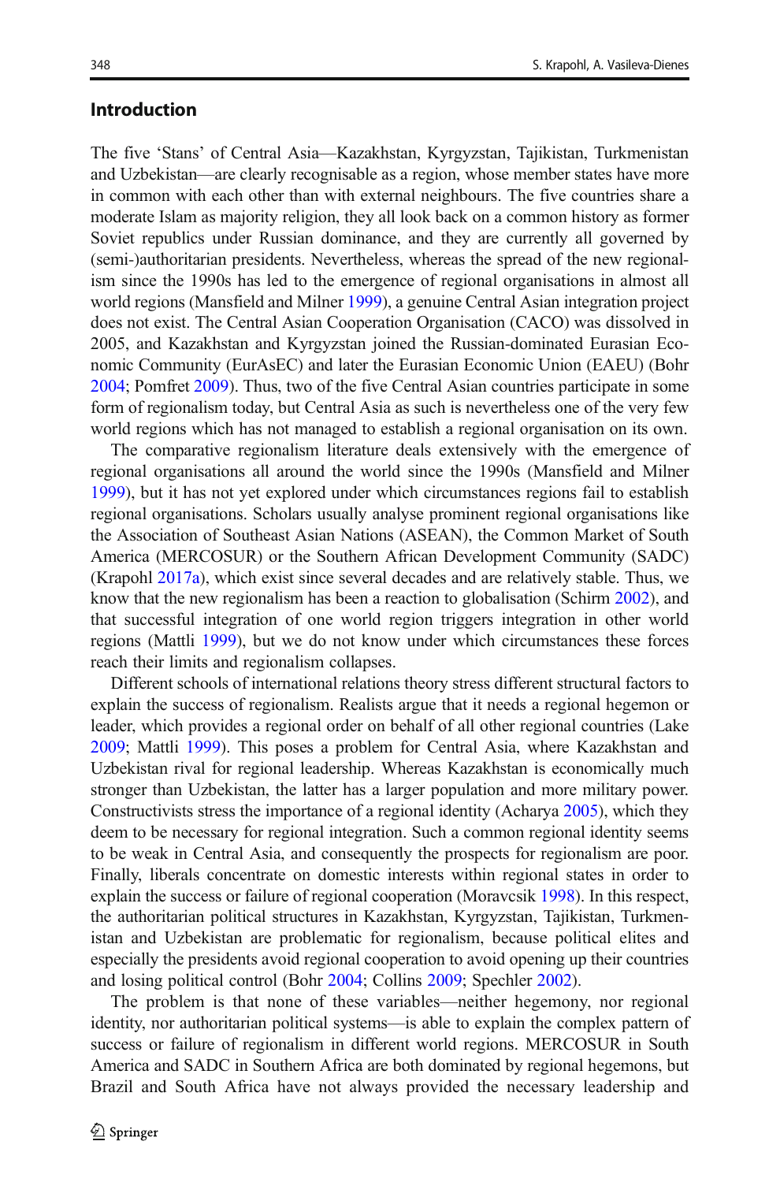## Introduction

The five 'Stans' of Central Asia—Kazakhstan, Kyrgyzstan, Tajikistan, Turkmenistan and Uzbekistan—are clearly recognisable as a region, whose member states have more in common with each other than with external neighbours. The five countries share a moderate Islam as majority religion, they all look back on a common history as former Soviet republics under Russian dominance, and they are currently all governed by (semi-)authoritarian presidents. Nevertheless, whereas the spread of the new regionalism since the 1990s has led to the emergence of regional organisations in almost all world regions (Mansfield and Milner 1999), a genuine Central Asian integration project does not exist. The Central Asian Cooperation Organisation (CACO) was dissolved in 2005, and Kazakhstan and Kyrgyzstan joined the Russian-dominated Eurasian Economic Community (EurAsEC) and later the Eurasian Economic Union (EAEU) (Bohr 2004; Pomfret 2009). Thus, two of the five Central Asian countries participate in some form of regionalism today, but Central Asia as such is nevertheless one of the very few world regions which has not managed to establish a regional organisation on its own.

The comparative regionalism literature deals extensively with the emergence of regional organisations all around the world since the 1990s (Mansfield and Milner 1999), but it has not yet explored under which circumstances regions fail to establish regional organisations. Scholars usually analyse prominent regional organisations like the Association of Southeast Asian Nations (ASEAN), the Common Market of South America (MERCOSUR) or the Southern African Development Community (SADC) (Krapohl 2017a), which exist since several decades and are relatively stable. Thus, we know that the new regionalism has been a reaction to globalisation (Schirm 2002), and that successful integration of one world region triggers integration in other world regions (Mattli 1999), but we do not know under which circumstances these forces reach their limits and regionalism collapses.

Different schools of international relations theory stress different structural factors to explain the success of regionalism. Realists argue that it needs a regional hegemon or leader, which provides a regional order on behalf of all other regional countries (Lake 2009; Mattli 1999). This poses a problem for Central Asia, where Kazakhstan and Uzbekistan rival for regional leadership. Whereas Kazakhstan is economically much stronger than Uzbekistan, the latter has a larger population and more military power. Constructivists stress the importance of a regional identity (Acharya 2005), which they deem to be necessary for regional integration. Such a common regional identity seems to be weak in Central Asia, and consequently the prospects for regionalism are poor. Finally, liberals concentrate on domestic interests within regional states in order to explain the success or failure of regional cooperation (Moravcsik 1998). In this respect, the authoritarian political structures in Kazakhstan, Kyrgyzstan, Tajikistan, Turkmenistan and Uzbekistan are problematic for regionalism, because political elites and especially the presidents avoid regional cooperation to avoid opening up their countries and losing political control (Bohr 2004; Collins 2009; Spechler 2002).

The problem is that none of these variables—neither hegemony, nor regional identity, nor authoritarian political systems—is able to explain the complex pattern of success or failure of regionalism in different world regions. MERCOSUR in South America and SADC in Southern Africa are both dominated by regional hegemons, but Brazil and South Africa have not always provided the necessary leadership and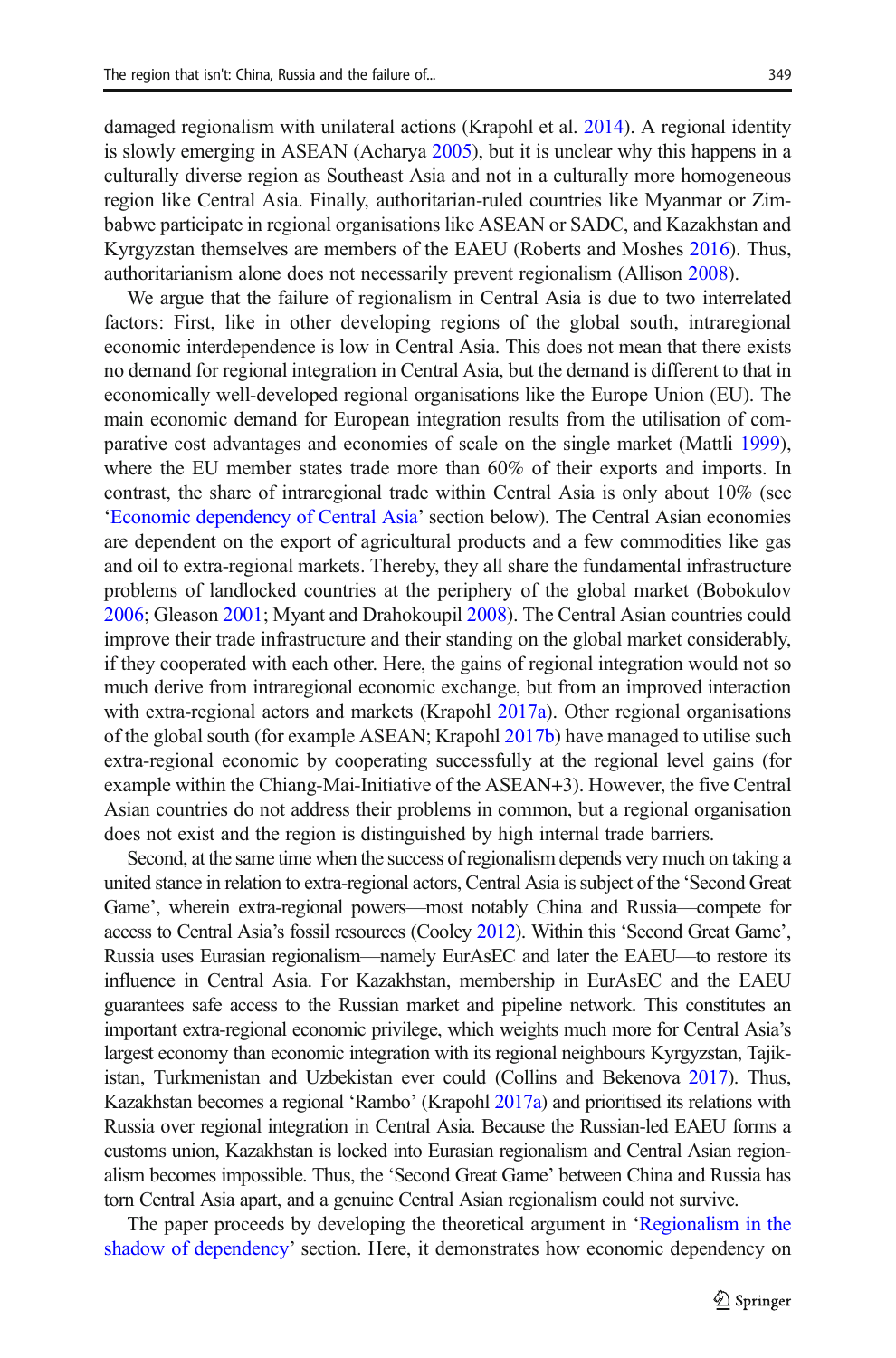damaged regionalism with unilateral actions (Krapohl et al. 2014). A regional identity is slowly emerging in ASEAN (Acharya 2005), but it is unclear why this happens in a culturally diverse region as Southeast Asia and not in a culturally more homogeneous region like Central Asia. Finally, authoritarian-ruled countries like Myanmar or Zimbabwe participate in regional organisations like ASEAN or SADC, and Kazakhstan and Kyrgyzstan themselves are members of the EAEU (Roberts and Moshes 2016). Thus, authoritarianism alone does not necessarily prevent regionalism (Allison 2008).

We argue that the failure of regionalism in Central Asia is due to two interrelated factors: First, like in other developing regions of the global south, intraregional economic interdependence is low in Central Asia. This does not mean that there exists no demand for regional integration in Central Asia, but the demand is different to that in economically well-developed regional organisations like the Europe Union (EU). The main economic demand for European integration results from the utilisation of comparative cost advantages and economies of scale on the single market (Mattli 1999), where the EU member states trade more than 60% of their exports and imports. In contrast, the share of intraregional trade within Central Asia is only about 10% (see 'Economic dependency of Central Asia' section below). The Central Asian economies are dependent on the export of agricultural products and a few commodities like gas and oil to extra-regional markets. Thereby, they all share the fundamental infrastructure problems of landlocked countries at the periphery of the global market (Bobokulov 2006; Gleason 2001; Myant and Drahokoupil 2008). The Central Asian countries could improve their trade infrastructure and their standing on the global market considerably, if they cooperated with each other. Here, the gains of regional integration would not so much derive from intraregional economic exchange, but from an improved interaction with extra-regional actors and markets (Krapohl 2017a). Other regional organisations of the global south (for example ASEAN; Krapohl 2017b) have managed to utilise such extra-regional economic by cooperating successfully at the regional level gains (for example within the Chiang-Mai-Initiative of the ASEAN+3). However, the five Central Asian countries do not address their problems in common, but a regional organisation does not exist and the region is distinguished by high internal trade barriers.

Second, at the same time when the success of regionalism depends very much on taking a united stance in relation to extra-regional actors, Central Asia is subject of the 'Second Great Game', wherein extra-regional powers—most notably China and Russia—compete for access to Central Asia's fossil resources (Cooley 2012). Within this 'Second Great Game', Russia uses Eurasian regionalism—namely EurAsEC and later the EAEU—to restore its influence in Central Asia. For Kazakhstan, membership in EurAsEC and the EAEU guarantees safe access to the Russian market and pipeline network. This constitutes an important extra-regional economic privilege, which weights much more for Central Asia's largest economy than economic integration with its regional neighbours Kyrgyzstan, Tajikistan, Turkmenistan and Uzbekistan ever could (Collins and Bekenova 2017). Thus, Kazakhstan becomes a regional 'Rambo' (Krapohl 2017a) and prioritised its relations with Russia over regional integration in Central Asia. Because the Russian-led EAEU forms a customs union, Kazakhstan is locked into Eurasian regionalism and Central Asian regionalism becomes impossible. Thus, the 'Second Great Game' between China and Russia has torn Central Asia apart, and a genuine Central Asian regionalism could not survive.

The paper proceeds by developing the theoretical argument in 'Regionalism in the shadow of dependency' section. Here, it demonstrates how economic dependency on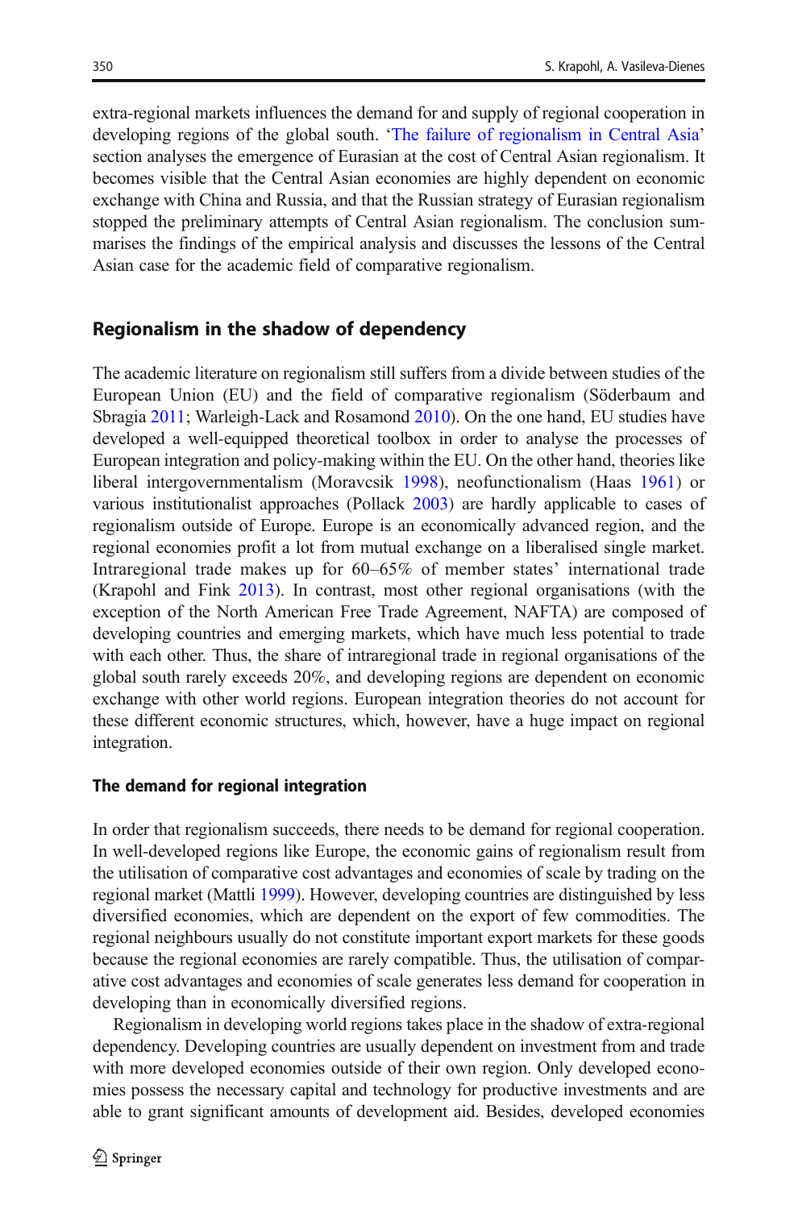extra-regional markets influences the demand for and supply of regional cooperation in developing regions of the global south. 'The failure of regionalism in Central Asia' section analyses the emergence of Eurasian at the cost of Central Asian regionalism. It becomes visible that the Central Asian economies are highly dependent on economic exchange with China and Russia, and that the Russian strategy of Eurasian regionalism stopped the preliminary attempts of Central Asian regionalism. The conclusion summarises the findings of the empirical analysis and discusses the lessons of the Central Asian case for the academic field of comparative regionalism.

## Regionalism in the shadow of dependency

The academic literature on regionalism still suffers from a divide between studies of the European Union (EU) and the field of comparative regionalism (Söderbaum and Sbragia 2011; Warleigh-Lack and Rosamond 2010). On the one hand, EU studies have developed a well-equipped theoretical toolbox in order to analyse the processes of European integration and policy-making within the EU. On the other hand, theories like liberal intergovernmentalism (Moravcsik 1998), neofunctionalism (Haas 1961) or various institutionalist approaches (Pollack 2003) are hardly applicable to cases of regionalism outside of Europe. Europe is an economically advanced region, and the regional economies profit a lot from mutual exchange on a liberalised single market. Intraregional trade makes up for 60–65% of member states' international trade (Krapohl and Fink 2013). In contrast, most other regional organisations (with the exception of the North American Free Trade Agreement, NAFTA) are composed of developing countries and emerging markets, which have much less potential to trade with each other. Thus, the share of intraregional trade in regional organisations of the global south rarely exceeds 20%, and developing regions are dependent on economic exchange with other world regions. European integration theories do not account for these different economic structures, which, however, have a huge impact on regional integration.

### The demand for regional integration

In order that regionalism succeeds, there needs to be demand for regional cooperation. In well-developed regions like Europe, the economic gains of regionalism result from the utilisation of comparative cost advantages and economies of scale by trading on the regional market (Mattli 1999). However, developing countries are distinguished by less diversified economies, which are dependent on the export of few commodities. The regional neighbours usually do not constitute important export markets for these goods because the regional economies are rarely compatible. Thus, the utilisation of comparative cost advantages and economies of scale generates less demand for cooperation in developing than in economically diversified regions.

Regionalism in developing world regions takes place in the shadow of extra-regional dependency. Developing countries are usually dependent on investment from and trade with more developed economies outside of their own region. Only developed economies possess the necessary capital and technology for productive investments and are able to grant significant amounts of development aid. Besides, developed economies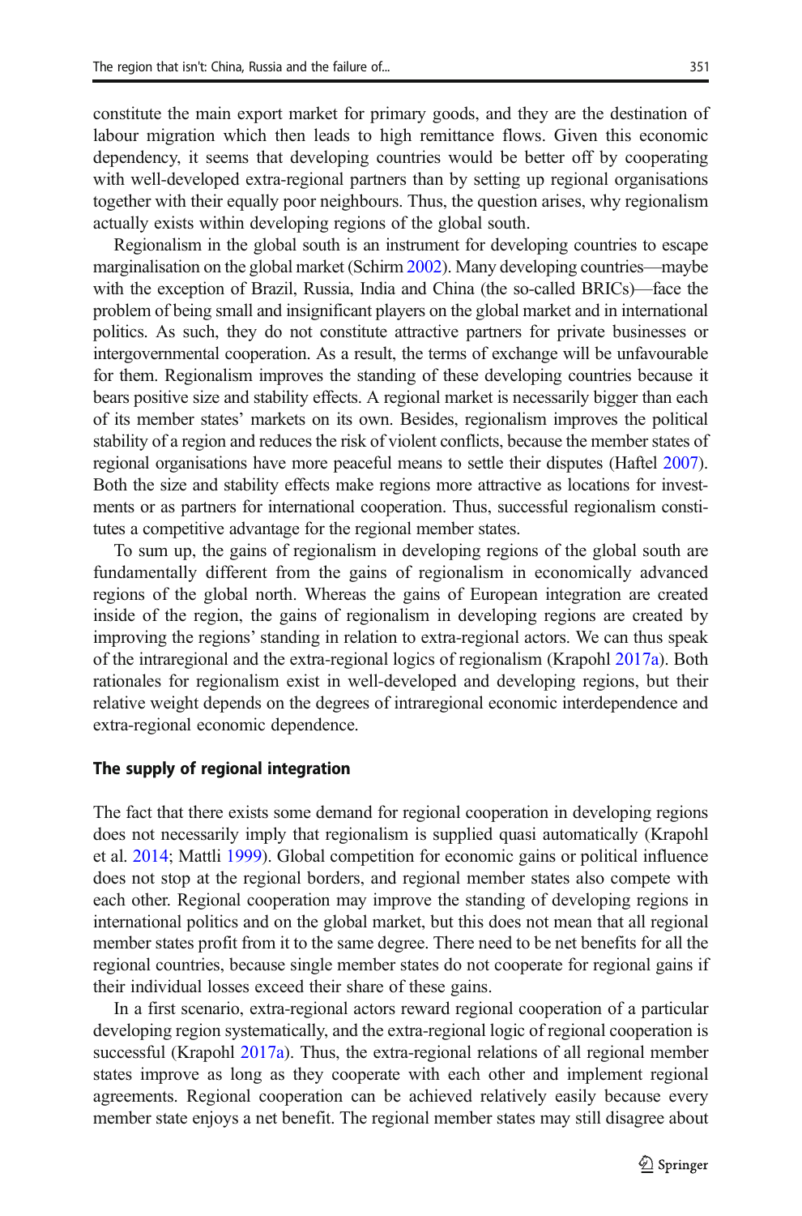constitute the main export market for primary goods, and they are the destination of labour migration which then leads to high remittance flows. Given this economic dependency, it seems that developing countries would be better off by cooperating with well-developed extra-regional partners than by setting up regional organisations together with their equally poor neighbours. Thus, the question arises, why regionalism actually exists within developing regions of the global south.

Regionalism in the global south is an instrument for developing countries to escape marginalisation on the global market (Schirm 2002). Many developing countries—maybe with the exception of Brazil, Russia, India and China (the so-called BRICs)—face the problem of being small and insignificant players on the global market and in international politics. As such, they do not constitute attractive partners for private businesses or intergovernmental cooperation. As a result, the terms of exchange will be unfavourable for them. Regionalism improves the standing of these developing countries because it bears positive size and stability effects. A regional market is necessarily bigger than each of its member states' markets on its own. Besides, regionalism improves the political stability of a region and reduces the risk of violent conflicts, because the member states of regional organisations have more peaceful means to settle their disputes (Haftel 2007). Both the size and stability effects make regions more attractive as locations for investments or as partners for international cooperation. Thus, successful regionalism constitutes a competitive advantage for the regional member states.

To sum up, the gains of regionalism in developing regions of the global south are fundamentally different from the gains of regionalism in economically advanced regions of the global north. Whereas the gains of European integration are created inside of the region, the gains of regionalism in developing regions are created by improving the regions' standing in relation to extra-regional actors. We can thus speak of the intraregional and the extra-regional logics of regionalism (Krapohl 2017a). Both rationales for regionalism exist in well-developed and developing regions, but their relative weight depends on the degrees of intraregional economic interdependence and extra-regional economic dependence.

### The supply of regional integration

The fact that there exists some demand for regional cooperation in developing regions does not necessarily imply that regionalism is supplied quasi automatically (Krapohl et al. 2014; Mattli 1999). Global competition for economic gains or political influence does not stop at the regional borders, and regional member states also compete with each other. Regional cooperation may improve the standing of developing regions in international politics and on the global market, but this does not mean that all regional member states profit from it to the same degree. There need to be net benefits for all the regional countries, because single member states do not cooperate for regional gains if their individual losses exceed their share of these gains.

In a first scenario, extra-regional actors reward regional cooperation of a particular developing region systematically, and the extra-regional logic of regional cooperation is successful (Krapohl 2017a). Thus, the extra-regional relations of all regional member states improve as long as they cooperate with each other and implement regional agreements. Regional cooperation can be achieved relatively easily because every member state enjoys a net benefit. The regional member states may still disagree about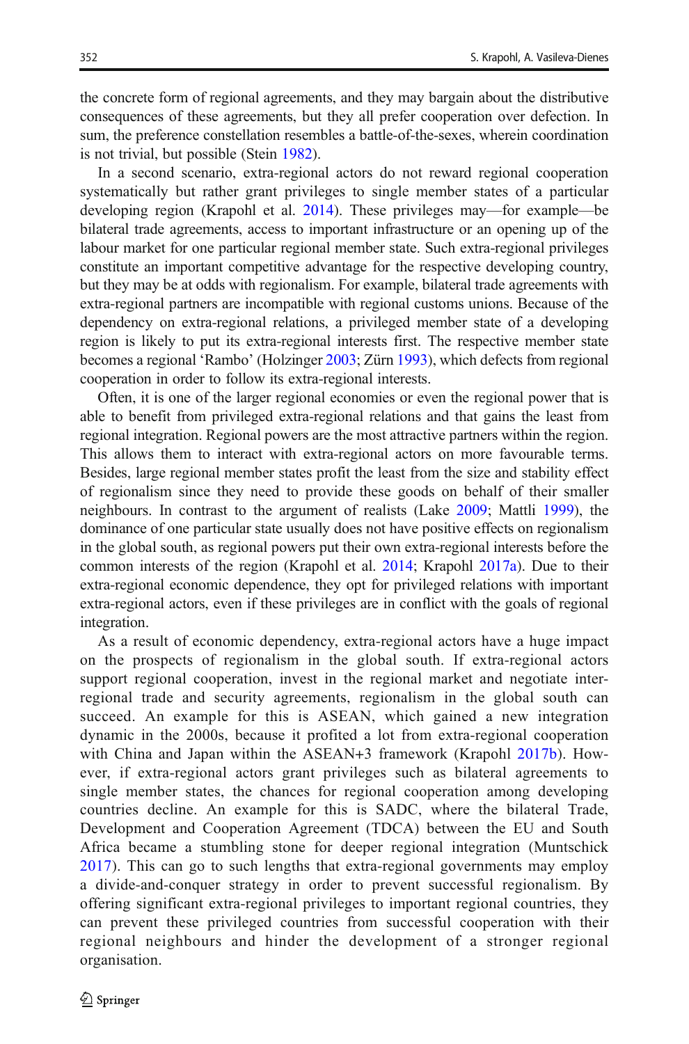the concrete form of regional agreements, and they may bargain about the distributive consequences of these agreements, but they all prefer cooperation over defection. In sum, the preference constellation resembles a battle-of-the-sexes, wherein coordination is not trivial, but possible (Stein 1982).

In a second scenario, extra-regional actors do not reward regional cooperation systematically but rather grant privileges to single member states of a particular developing region (Krapohl et al. 2014). These privileges may—for example—be bilateral trade agreements, access to important infrastructure or an opening up of the labour market for one particular regional member state. Such extra-regional privileges constitute an important competitive advantage for the respective developing country, but they may be at odds with regionalism. For example, bilateral trade agreements with extra-regional partners are incompatible with regional customs unions. Because of the dependency on extra-regional relations, a privileged member state of a developing region is likely to put its extra-regional interests first. The respective member state becomes a regional 'Rambo' (Holzinger 2003; Zürn 1993), which defects from regional cooperation in order to follow its extra-regional interests.

Often, it is one of the larger regional economies or even the regional power that is able to benefit from privileged extra-regional relations and that gains the least from regional integration. Regional powers are the most attractive partners within the region. This allows them to interact with extra-regional actors on more favourable terms. Besides, large regional member states profit the least from the size and stability effect of regionalism since they need to provide these goods on behalf of their smaller neighbours. In contrast to the argument of realists (Lake 2009; Mattli 1999), the dominance of one particular state usually does not have positive effects on regionalism in the global south, as regional powers put their own extra-regional interests before the common interests of the region (Krapohl et al. 2014; Krapohl 2017a). Due to their extra-regional economic dependence, they opt for privileged relations with important extra-regional actors, even if these privileges are in conflict with the goals of regional integration.

As a result of economic dependency, extra-regional actors have a huge impact on the prospects of regionalism in the global south. If extra-regional actors support regional cooperation, invest in the regional market and negotiate inter-regional trade and security agreements, regionalism in the global south can succeed. An example for this is ASEAN, which gained a new integration dynamic in the 2000s, because it profited a lot from extra-regional cooperation with China and Japan within the ASEAN+3 framework (Krapohl 2017b). However, if extra-regional actors grant privileges such as bilateral agreements to single member states, the chances for regional cooperation among developing countries decline. An example for this is SADC, where the bilateral Trade, Development and Cooperation Agreement (TDCA) between the EU and South Africa became a stumbling stone for deeper regional integration (Muntschick 2017). This can go to such lengths that extra-regional governments may employ a divide-and-conquer strategy in order to prevent successful regionalism. By offering significant extra-regional privileges to important regional countries, they can prevent these privileged countries from successful cooperation with their regional neighbours and hinder the development of a stronger regional organisation.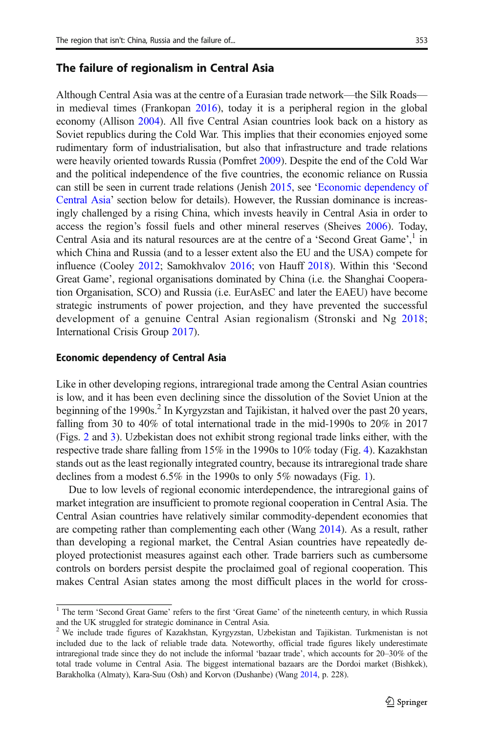## The failure of regionalism in Central Asia

Although Central Asia was at the centre of a Eurasian trade network—the Silk Roads—in medieval times (Frankopan 2016), today it is a peripheral region in the global economy (Allison 2004). All five Central Asian countries look back on a history as Soviet republics during the Cold War. This implies that their economies enjoyed some rudimentary form of industrialisation, but also that infrastructure and trade relations were heavily oriented towards Russia (Pomfret 2009). Despite the end of the Cold War and the political independence of the five countries, the economic reliance on Russia can still be seen in current trade relations (Jenish 2015, see 'Economic dependency of Central Asia' section below for details). However, the Russian dominance is increasingly challenged by a rising China, which invests heavily in Central Asia in order to access the region's fossil fuels and other mineral reserves (Sheives 2006). Today, Central Asia and its natural resources are at the centre of a 'Second Great Game',[1] in which China and Russia (and to a lesser extent also the EU and the USA) compete for influence (Cooley 2012; Samokhvalov 2016; von Hauff 2018). Within this 'Second Great Game', regional organisations dominated by China (i.e. the Shanghai Cooperation Organisation, SCO) and Russia (i.e. EurAsEC and later the EAEU) have become strategic instruments of power projection, and they have prevented the successful development of a genuine Central Asian regionalism (Stronski and Ng 2018; International Crisis Group 2017).

### Economic dependency of Central Asia

Like in other developing regions, intraregional trade among the Central Asian countries is low, and it has been even declining since the dissolution of the Soviet Union at the beginning of the 1990s.[2] In Kyrgyzstan and Tajikistan, it halved over the past 20 years, falling from 30 to 40% of total international trade in the mid-1990s to 20% in 2017 (Figs. 2 and 3). Uzbekistan does not exhibit strong regional trade links either, with the respective trade share falling from 15% in the 1990s to 10% today (Fig. 4). Kazakhstan stands out as the least regionally integrated country, because its intraregional trade share declines from a modest 6.5% in the 1990s to only 5% nowadays (Fig. 1).

Due to low levels of regional economic interdependence, the intraregional gains of market integration are insufficient to promote regional cooperation in Central Asia. The Central Asian countries have relatively similar commodity-dependent economies that are competing rather than complementing each other (Wang 2014). As a result, rather than developing a regional market, the Central Asian countries have repeatedly deployed protectionist measures against each other. Trade barriers such as cumbersome controls on borders persist despite the proclaimed goal of regional cooperation. This makes Central Asian states among the most difficult places in the world for cross-

---

[1] The term 'Second Great Game' refers to the first 'Great Game' of the nineteenth century, in which Russia and the UK struggled for strategic dominance in Central Asia.

[2] We include trade figures of Kazakhstan, Kyrgyzstan, Uzbekistan and Tajikistan. Turkmenistan is not included due to the lack of reliable trade data. Noteworthy, official trade figures likely underestimate intraregional trade since they do not include the informal 'bazaar trade', which accounts for 20–30% of the total trade volume in Central Asia. The biggest international bazaars are the Dordoi market (Bishkek), Barakholka (Almaty), Kara-Suu (Osh) and Korvon (Dushanbe) (Wang 2014, p. 228).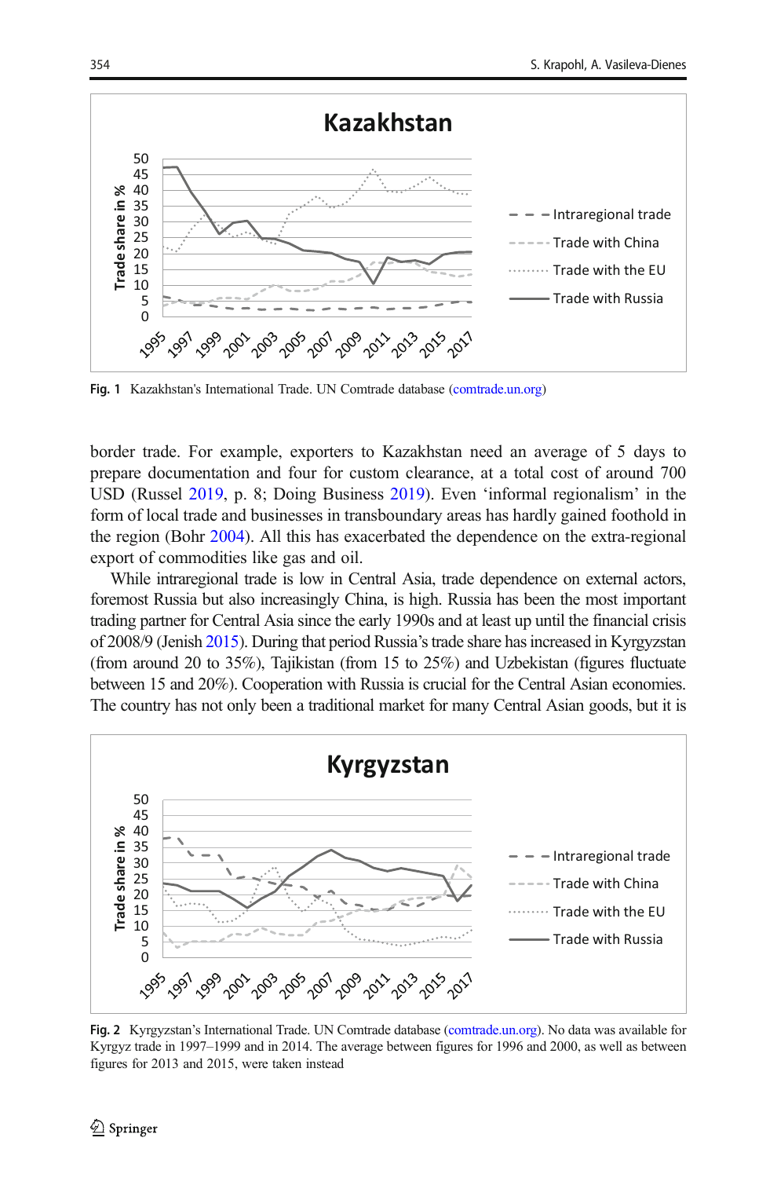Fig. 1 Kazakhstan's International Trade. UN Comtrade database (comtrade.un.org)

border trade. For example, exporters to Kazakhstan need an average of 5 days to prepare documentation and four for custom clearance, at a total cost of around 700 USD (Russel 2019, p. 8; Doing Business 2019). Even 'informal regionalism' in the form of local trade and businesses in transboundary areas has hardly gained foothold in the region (Bohr 2004). All this has exacerbated the dependence on the extra-regional export of commodities like gas and oil.

While intraregional trade is low in Central Asia, trade dependence on external actors, foremost Russia but also increasingly China, is high. Russia has been the most important trading partner for Central Asia since the early 1990s and at least up until the financial crisis of 2008/9 (Jenish 2015). During that period Russia's trade share has increased in Kyrgyzstan (from around 20 to 35%), Tajikistan (from 15 to 25%) and Uzbekistan (figures fluctuate between 15 and 20%). Cooperation with Russia is crucial for the Central Asian economies. The country has not only been a traditional market for many Central Asian goods, but it is

Fig. 2 Kyrgyzstan's International Trade. UN Comtrade database (comtrade.un.org). No data was available for Kyrgyz trade in 1997–1999 and in 2014. The average between figures for 1996 and 2000, as well as between figures for 2013 and 2015, were taken instead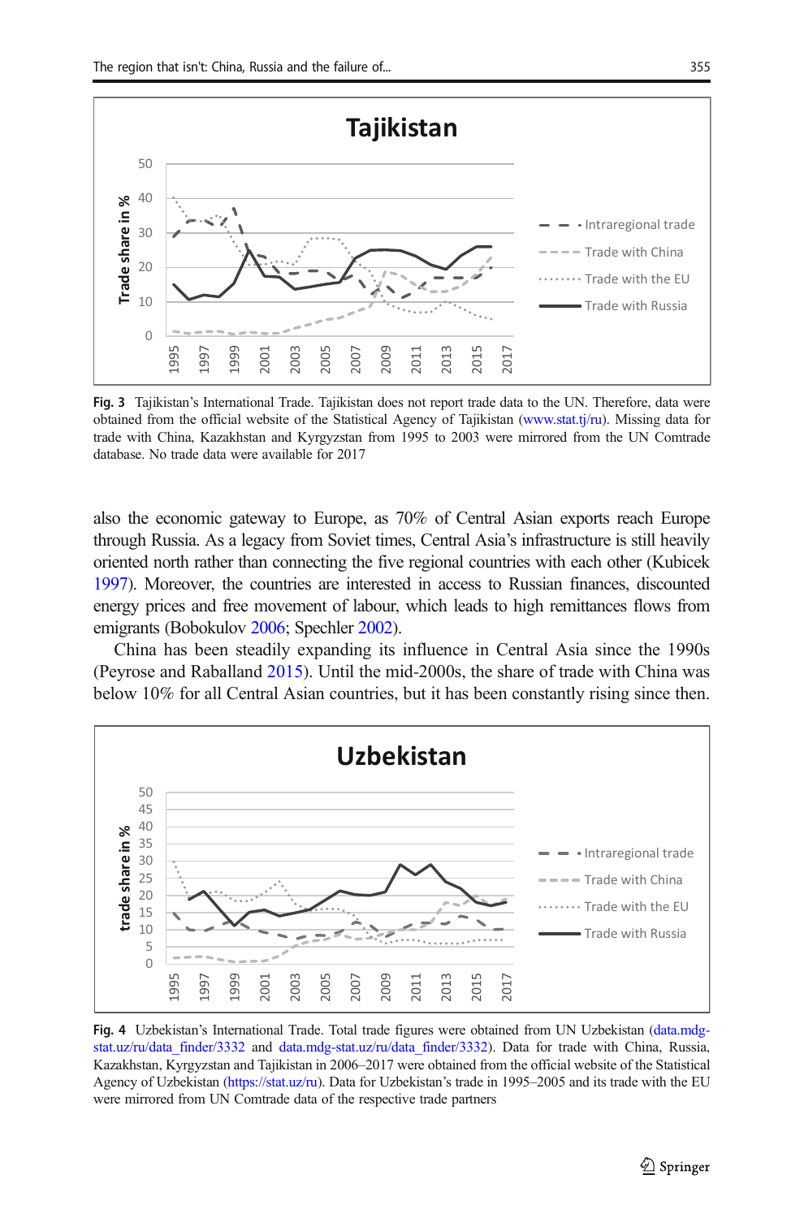Fig. 3 Tajikistan's International Trade. Tajikistan does not report trade data to the UN. Therefore, data were obtained from the official website of the Statistical Agency of Tajikistan (www.stat.tj/ru). Missing data for trade with China, Kazakhstan and Kyrgyzstan from 1995 to 2003 were mirrored from the UN Comtrade database. No trade data were available for 2017

also the economic gateway to Europe, as 70% of Central Asian exports reach Europe through Russia. As a legacy from Soviet times, Central Asia's infrastructure is still heavily oriented north rather than connecting the five regional countries with each other (Kubicek 1997). Moreover, the countries are interested in access to Russian finances, discounted energy prices and free movement of labour, which leads to high remittances flows from emigrants (Bobokulov 2006; Spechler 2002).

China has been steadily expanding its influence in Central Asia since the 1990s (Peyrose and Raballand 2015). Until the mid-2000s, the share of trade with China was below 10% for all Central Asian countries, but it has been constantly rising since then.

Fig. 4 Uzbekistan's International Trade. Total trade figures were obtained from UN Uzbekistan (data.mdg-stat.uz/ru/data_finder/3332 and data.mdg-stat.uz/ru/data_finder/3332). Data for trade with China, Russia, Kazakhstan, Kyrgyzstan and Tajikistan in 2006–2017 were obtained from the official website of the Statistical Agency of Uzbekistan (https://stat.uz/ru). Data for Uzbekistan's trade in 1995–2005 and its trade with the EU were mirrored from UN Comtrade data of the respective trade partners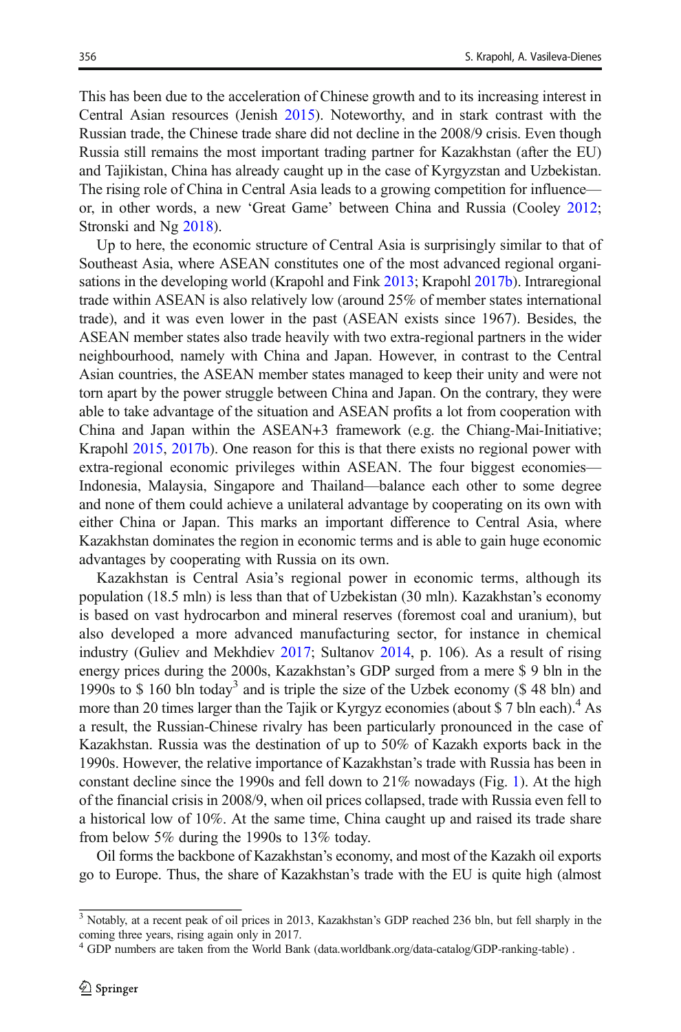This has been due to the acceleration of Chinese growth and to its increasing interest in Central Asian resources (Jenish 2015). Noteworthy, and in stark contrast with the Russian trade, the Chinese trade share did not decline in the 2008/9 crisis. Even though Russia still remains the most important trading partner for Kazakhstan (after the EU) and Tajikistan, China has already caught up in the case of Kyrgyzstan and Uzbekistan. The rising role of China in Central Asia leads to a growing competition for influence—or, in other words, a new 'Great Game' between China and Russia (Cooley 2012; Stronski and Ng 2018).

Up to here, the economic structure of Central Asia is surprisingly similar to that of Southeast Asia, where ASEAN constitutes one of the most advanced regional organisations in the developing world (Krapohl and Fink 2013; Krapohl 2017b). Intraregional trade within ASEAN is also relatively low (around 25% of member states international trade), and it was even lower in the past (ASEAN exists since 1967). Besides, the ASEAN member states also trade heavily with two extra-regional partners in the wider neighbourhood, namely with China and Japan. However, in contrast to the Central Asian countries, the ASEAN member states managed to keep their unity and were not torn apart by the power struggle between China and Japan. On the contrary, they were able to take advantage of the situation and ASEAN profits a lot from cooperation with China and Japan within the ASEAN+3 framework (e.g. the Chiang-Mai-Initiative; Krapohl 2015, 2017b). One reason for this is that there exists no regional power with extra-regional economic privileges within ASEAN. The four biggest economies—Indonesia, Malaysia, Singapore and Thailand—balance each other to some degree and none of them could achieve a unilateral advantage by cooperating on its own with either China or Japan. This marks an important difference to Central Asia, where Kazakhstan dominates the region in economic terms and is able to gain huge economic advantages by cooperating with Russia on its own.

Kazakhstan is Central Asia's regional power in economic terms, although its population (18.5 mln) is less than that of Uzbekistan (30 mln). Kazakhstan's economy is based on vast hydrocarbon and mineral reserves (foremost coal and uranium), but also developed a more advanced manufacturing sector, for instance in chemical industry (Guliev and Mekhdiev 2017; Sultanov 2014, p. 106). As a result of rising energy prices during the 2000s, Kazakhstan's GDP surged from a mere $ 9 bln in the 1990s to $ 160 bln today[3] and is triple the size of the Uzbek economy ($ 48 bln) and more than 20 times larger than the Tajik or Kyrgyz economies (about $ 7 bln each).[4] As a result, the Russian-Chinese rivalry has been particularly pronounced in the case of Kazakhstan. Russia was the destination of up to 50% of Kazakh exports back in the 1990s. However, the relative importance of Kazakhstan's trade with Russia has been in constant decline since the 1990s and fell down to 21% nowadays (Fig. 1). At the high of the financial crisis in 2008/9, when oil prices collapsed, trade with Russia even fell to a historical low of 10%. At the same time, China caught up and raised its trade share from below 5% during the 1990s to 13% today.

Oil forms the backbone of Kazakhstan's economy, and most of the Kazakh oil exports go to Europe. Thus, the share of Kazakhstan's trade with the EU is quite high (almost

[3] Notably, at a recent peak of oil prices in 2013, Kazakhstan's GDP reached 236 bln, but fell sharply in the coming three years, rising again only in 2017.

[4] GDP numbers are taken from the World Bank (data.worldbank.org/data-catalog/GDP-ranking-table) .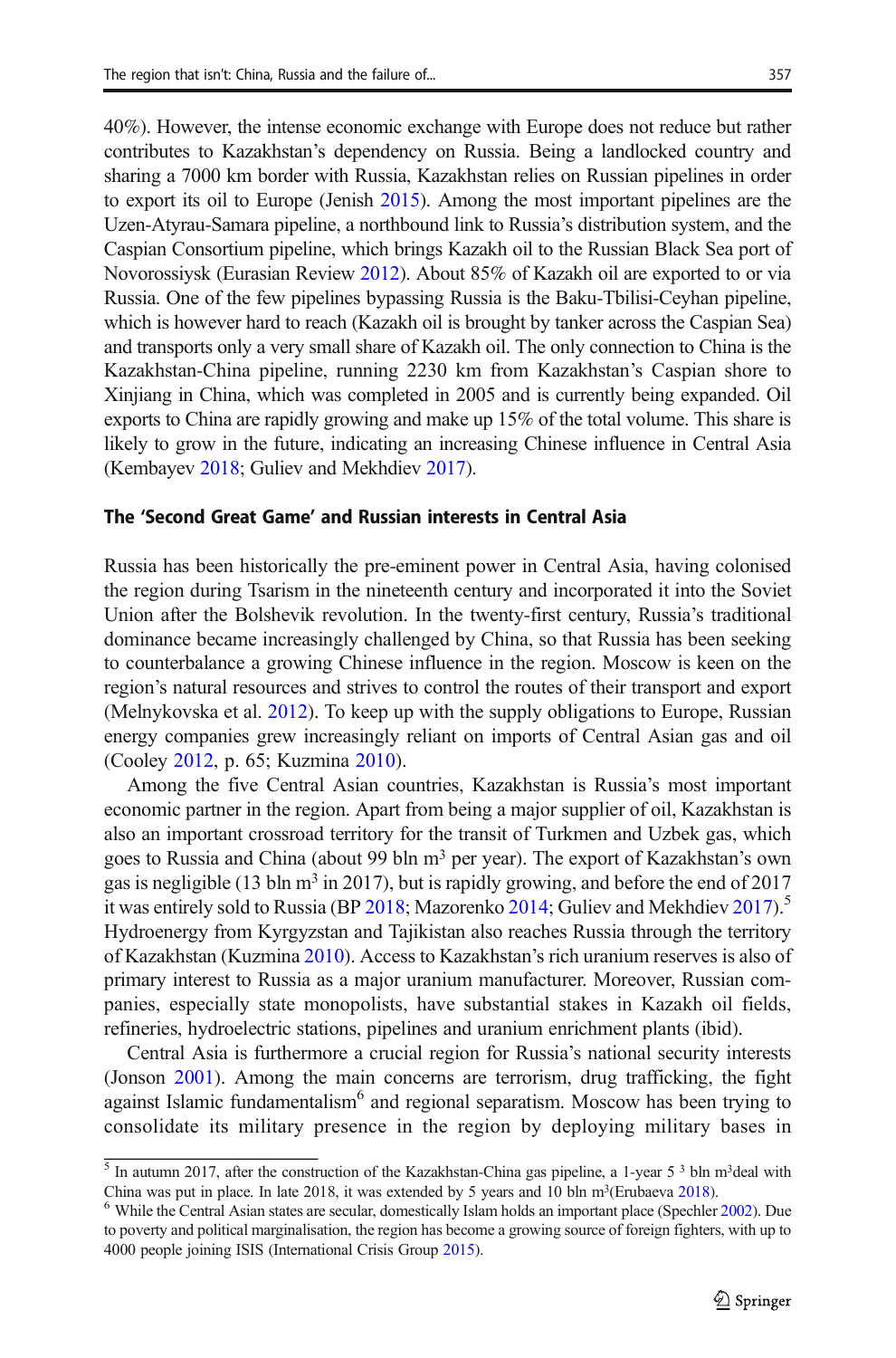40%). However, the intense economic exchange with Europe does not reduce but rather contributes to Kazakhstan's dependency on Russia. Being a landlocked country and sharing a 7000 km border with Russia, Kazakhstan relies on Russian pipelines in order to export its oil to Europe (Jenish 2015). Among the most important pipelines are the Uzen-Atyrau-Samara pipeline, a northbound link to Russia's distribution system, and the Caspian Consortium pipeline, which brings Kazakh oil to the Russian Black Sea port of Novorossiysk (Eurasian Review 2012). About 85% of Kazakh oil are exported to or via Russia. One of the few pipelines bypassing Russia is the Baku-Tbilisi-Ceyhan pipeline, which is however hard to reach (Kazakh oil is brought by tanker across the Caspian Sea) and transports only a very small share of Kazakh oil. The only connection to China is the Kazakhstan-China pipeline, running 2230 km from Kazakhstan's Caspian shore to Xinjiang in China, which was completed in 2005 and is currently being expanded. Oil exports to China are rapidly growing and make up 15% of the total volume. This share is likely to grow in the future, indicating an increasing Chinese influence in Central Asia (Kembayev 2018; Guliev and Mekhdiev 2017).

## The 'Second Great Game' and Russian interests in Central Asia

Russia has been historically the pre-eminent power in Central Asia, having colonised the region during Tsarism in the nineteenth century and incorporated it into the Soviet Union after the Bolshevik revolution. In the twenty-first century, Russia's traditional dominance became increasingly challenged by China, so that Russia has been seeking to counterbalance a growing Chinese influence in the region. Moscow is keen on the region's natural resources and strives to control the routes of their transport and export (Melnykovska et al. 2012). To keep up with the supply obligations to Europe, Russian energy companies grew increasingly reliant on imports of Central Asian gas and oil (Cooley 2012, p. 65; Kuzmina 2010).

Among the five Central Asian countries, Kazakhstan is Russia's most important economic partner in the region. Apart from being a major supplier of oil, Kazakhstan is also an important crossroad territory for the transit of Turkmen and Uzbek gas, which goes to Russia and China (about 99 bln $m^3$ per year). The export of Kazakhstan's own gas is negligible (13 bln $m^3$ in 2017), but is rapidly growing, and before the end of 2017 it was entirely sold to Russia (BP 2018; Mazorenko 2014; Guliev and Mekhdiev 2017).[5] Hydroenergy from Kyrgyzstan and Tajikistan also reaches Russia through the territory of Kazakhstan (Kuzmina 2010). Access to Kazakhstan's rich uranium reserves is also of primary interest to Russia as a major uranium manufacturer. Moreover, Russian companies, especially state monopolists, have substantial stakes in Kazakh oil fields, refineries, hydroelectric stations, pipelines and uranium enrichment plants (ibid).

Central Asia is furthermore a crucial region for Russia's national security interests (Jonson 2001). Among the main concerns are terrorism, drug trafficking, the fight against Islamic fundamentalism[6] and regional separatism. Moscow has been trying to consolidate its military presence in the region by deploying military bases in

---

[5] In autumn 2017, after the construction of the Kazakhstan-China gas pipeline, a 1-year 5 [3] bln $m^3$deal with China was put in place. In late 2018, it was extended by 5 years and 10 bln $m^3$(Erubaeva 2018).

[6] While the Central Asian states are secular, domestically Islam holds an important place (Spechler 2002). Due to poverty and political marginalisation, the region has become a growing source of foreign fighters, with up to 4000 people joining ISIS (International Crisis Group 2015).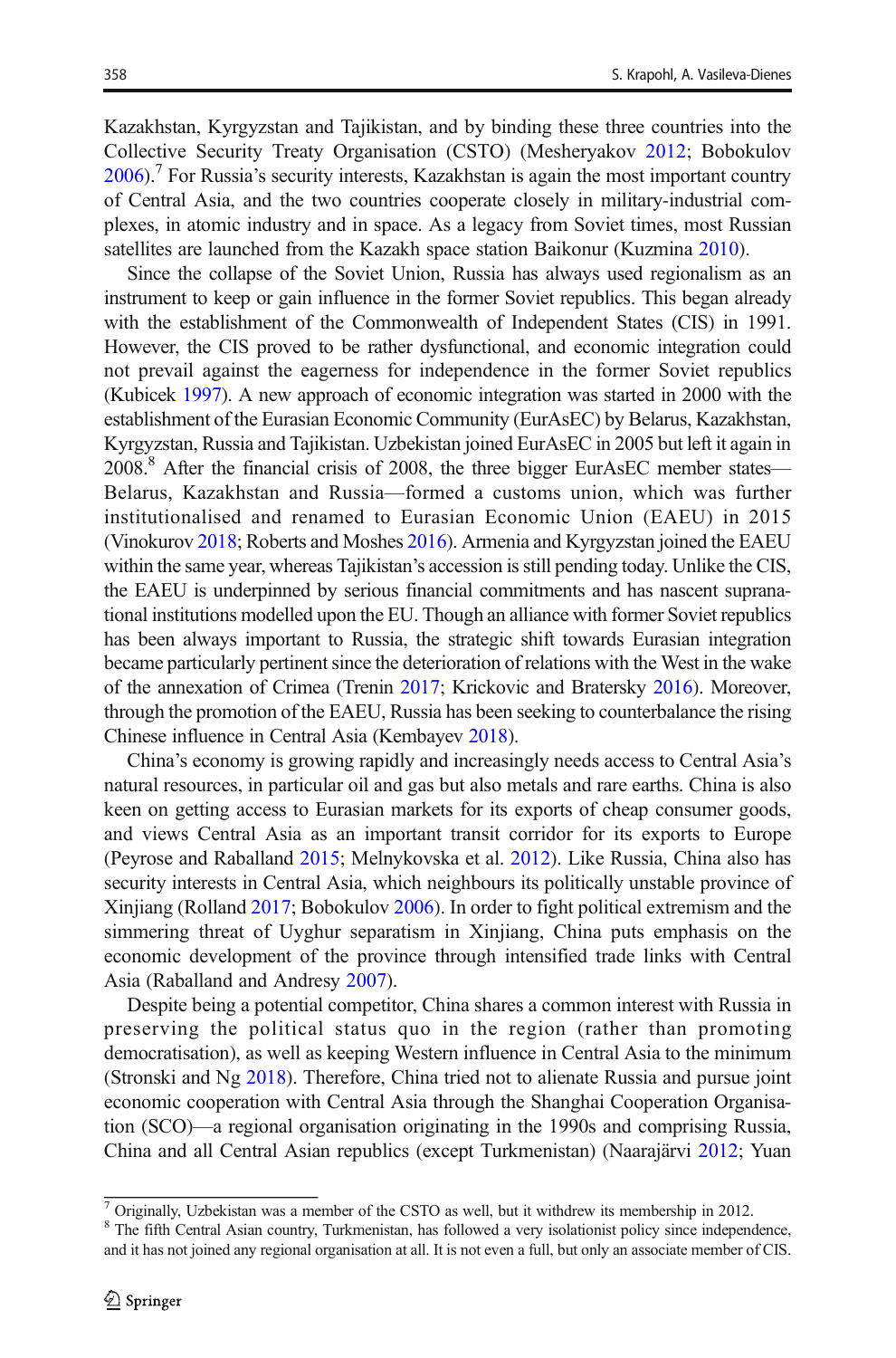Kazakhstan, Kyrgyzstan and Tajikistan, and by binding these three countries into the Collective Security Treaty Organisation (CSTO) (Mesheryakov 2012; Bobokulov 2006).[7] For Russia's security interests, Kazakhstan is again the most important country of Central Asia, and the two countries cooperate closely in military-industrial complexes, in atomic industry and in space. As a legacy from Soviet times, most Russian satellites are launched from the Kazakh space station Baikonur (Kuzmina 2010).

Since the collapse of the Soviet Union, Russia has always used regionalism as an instrument to keep or gain influence in the former Soviet republics. This began already with the establishment of the Commonwealth of Independent States (CIS) in 1991. However, the CIS proved to be rather dysfunctional, and economic integration could not prevail against the eagerness for independence in the former Soviet republics (Kubicek 1997). A new approach of economic integration was started in 2000 with the establishment of the Eurasian Economic Community (EurAsEC) by Belarus, Kazakhstan, Kyrgyzstan, Russia and Tajikistan. Uzbekistan joined EurAsEC in 2005 but left it again in 2008.[8] After the financial crisis of 2008, the three bigger EurAsEC member states—Belarus, Kazakhstan and Russia—formed a customs union, which was further institutionalised and renamed to Eurasian Economic Union (EAEU) in 2015 (Vinokurov 2018; Roberts and Moshes 2016). Armenia and Kyrgyzstan joined the EAEU within the same year, whereas Tajikistan's accession is still pending today. Unlike the CIS, the EAEU is underpinned by serious financial commitments and has nascent supranational institutions modelled upon the EU. Though an alliance with former Soviet republics has been always important to Russia, the strategic shift towards Eurasian integration became particularly pertinent since the deterioration of relations with the West in the wake of the annexation of Crimea (Trenin 2017; Krickovic and Bratersky 2016). Moreover, through the promotion of the EAEU, Russia has been seeking to counterbalance the rising Chinese influence in Central Asia (Kembayev 2018).

China's economy is growing rapidly and increasingly needs access to Central Asia's natural resources, in particular oil and gas but also metals and rare earths. China is also keen on getting access to Eurasian markets for its exports of cheap consumer goods, and views Central Asia as an important transit corridor for its exports to Europe (Peyrose and Raballand 2015; Melnykovska et al. 2012). Like Russia, China also has security interests in Central Asia, which neighbours its politically unstable province of Xinjiang (Rolland 2017; Bobokulov 2006). In order to fight political extremism and the simmering threat of Uyghur separatism in Xinjiang, China puts emphasis on the economic development of the province through intensified trade links with Central Asia (Raballand and Andresy 2007).

Despite being a potential competitor, China shares a common interest with Russia in preserving the political status quo in the region (rather than promoting democratisation), as well as keeping Western influence in Central Asia to the minimum (Stronski and Ng 2018). Therefore, China tried not to alienate Russia and pursue joint economic cooperation with Central Asia through the Shanghai Cooperation Organisation (SCO)—a regional organisation originating in the 1990s and comprising Russia, China and all Central Asian republics (except Turkmenistan) (Naarajärvi 2012; Yuan

[7] Originally, Uzbekistan was a member of the CSTO as well, but it withdrew its membership in 2012.

[8] The fifth Central Asian country, Turkmenistan, has followed a very isolationist policy since independence, and it has not joined any regional organisation at all. It is not even a full, but only an associate member of CIS.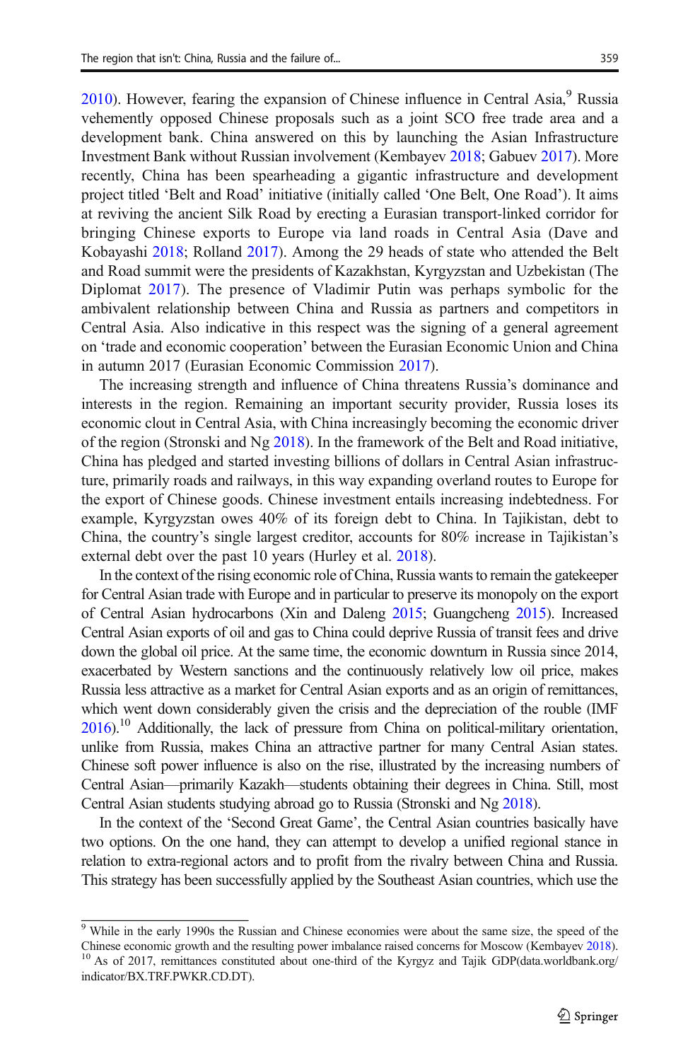2010). However, fearing the expansion of Chinese influence in Central Asia,[9] Russia vehemently opposed Chinese proposals such as a joint SCO free trade area and a development bank. China answered on this by launching the Asian Infrastructure Investment Bank without Russian involvement (Kembayev 2018; Gabuev 2017). More recently, China has been spearheading a gigantic infrastructure and development project titled 'Belt and Road' initiative (initially called 'One Belt, One Road'). It aims at reviving the ancient Silk Road by erecting a Eurasian transport-linked corridor for bringing Chinese exports to Europe via land roads in Central Asia (Dave and Kobayashi 2018; Rolland 2017). Among the 29 heads of state who attended the Belt and Road summit were the presidents of Kazakhstan, Kyrgyzstan and Uzbekistan (The Diplomat 2017). The presence of Vladimir Putin was perhaps symbolic for the ambivalent relationship between China and Russia as partners and competitors in Central Asia. Also indicative in this respect was the signing of a general agreement on 'trade and economic cooperation' between the Eurasian Economic Union and China in autumn 2017 (Eurasian Economic Commission 2017).

The increasing strength and influence of China threatens Russia's dominance and interests in the region. Remaining an important security provider, Russia loses its economic clout in Central Asia, with China increasingly becoming the economic driver of the region (Stronski and Ng 2018). In the framework of the Belt and Road initiative, China has pledged and started investing billions of dollars in Central Asian infrastructure, primarily roads and railways, in this way expanding overland routes to Europe for the export of Chinese goods. Chinese investment entails increasing indebtedness. For example, Kyrgyzstan owes 40% of its foreign debt to China. In Tajikistan, debt to China, the country's single largest creditor, accounts for 80% increase in Tajikistan's external debt over the past 10 years (Hurley et al. 2018).

In the context of the rising economic role of China, Russia wants to remain the gatekeeper for Central Asian trade with Europe and in particular to preserve its monopoly on the export of Central Asian hydrocarbons (Xin and Daleng 2015; Guangcheng 2015). Increased Central Asian exports of oil and gas to China could deprive Russia of transit fees and drive down the global oil price. At the same time, the economic downturn in Russia since 2014, exacerbated by Western sanctions and the continuously relatively low oil price, makes Russia less attractive as a market for Central Asian exports and as an origin of remittances, which went down considerably given the crisis and the depreciation of the rouble (IMF 2016).[10] Additionally, the lack of pressure from China on political-military orientation, unlike from Russia, makes China an attractive partner for many Central Asian states. Chinese soft power influence is also on the rise, illustrated by the increasing numbers of Central Asian—primarily Kazakh—students obtaining their degrees in China. Still, most Central Asian students studying abroad go to Russia (Stronski and Ng 2018).

In the context of the 'Second Great Game', the Central Asian countries basically have two options. On the one hand, they can attempt to develop a unified regional stance in relation to extra-regional actors and to profit from the rivalry between China and Russia. This strategy has been successfully applied by the Southeast Asian countries, which use the

---

[9] While in the early 1990s the Russian and Chinese economies were about the same size, the speed of the Chinese economic growth and the resulting power imbalance raised concerns for Moscow (Kembayev 2018).

[10] As of 2017, remittances constituted about one-third of the Kyrgyz and Tajik GDP(data.worldbank.org/indicator/BX.TRF.PWKR.CD.DT).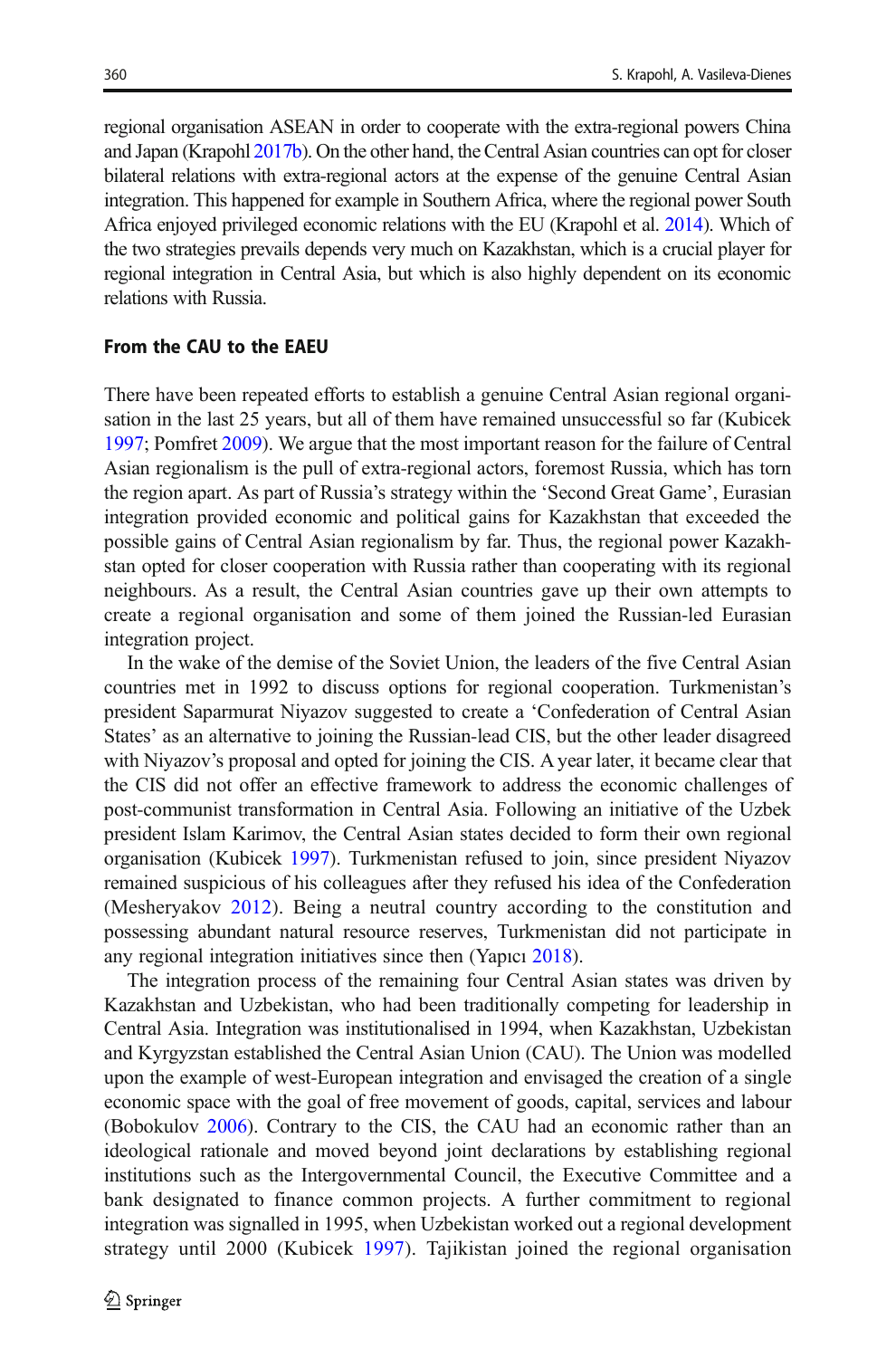regional organisation ASEAN in order to cooperate with the extra-regional powers China and Japan (Krapohl 2017b). On the other hand, the Central Asian countries can opt for closer bilateral relations with extra-regional actors at the expense of the genuine Central Asian integration. This happened for example in Southern Africa, where the regional power South Africa enjoyed privileged economic relations with the EU (Krapohl et al. 2014). Which of the two strategies prevails depends very much on Kazakhstan, which is a crucial player for regional integration in Central Asia, but which is also highly dependent on its economic relations with Russia.

### From the CAU to the EAEU

There have been repeated efforts to establish a genuine Central Asian regional organisation in the last 25 years, but all of them have remained unsuccessful so far (Kubicek 1997; Pomfret 2009). We argue that the most important reason for the failure of Central Asian regionalism is the pull of extra-regional actors, foremost Russia, which has torn the region apart. As part of Russia's strategy within the 'Second Great Game', Eurasian integration provided economic and political gains for Kazakhstan that exceeded the possible gains of Central Asian regionalism by far. Thus, the regional power Kazakhstan opted for closer cooperation with Russia rather than cooperating with its regional neighbours. As a result, the Central Asian countries gave up their own attempts to create a regional organisation and some of them joined the Russian-led Eurasian integration project.

In the wake of the demise of the Soviet Union, the leaders of the five Central Asian countries met in 1992 to discuss options for regional cooperation. Turkmenistan's president Saparmurat Niyazov suggested to create a 'Confederation of Central Asian States' as an alternative to joining the Russian-lead CIS, but the other leader disagreed with Niyazov's proposal and opted for joining the CIS. A year later, it became clear that the CIS did not offer an effective framework to address the economic challenges of post-communist transformation in Central Asia. Following an initiative of the Uzbek president Islam Karimov, the Central Asian states decided to form their own regional organisation (Kubicek 1997). Turkmenistan refused to join, since president Niyazov remained suspicious of his colleagues after they refused his idea of the Confederation (Mesheryakov 2012). Being a neutral country according to the constitution and possessing abundant natural resource reserves, Turkmenistan did not participate in any regional integration initiatives since then (Yapıcı 2018).

The integration process of the remaining four Central Asian states was driven by Kazakhstan and Uzbekistan, who had been traditionally competing for leadership in Central Asia. Integration was institutionalised in 1994, when Kazakhstan, Uzbekistan and Kyrgyzstan established the Central Asian Union (CAU). The Union was modelled upon the example of west-European integration and envisaged the creation of a single economic space with the goal of free movement of goods, capital, services and labour (Bobokulov 2006). Contrary to the CIS, the CAU had an economic rather than an ideological rationale and moved beyond joint declarations by establishing regional institutions such as the Intergovernmental Council, the Executive Committee and a bank designated to finance common projects. A further commitment to regional integration was signalled in 1995, when Uzbekistan worked out a regional development strategy until 2000 (Kubicek 1997). Tajikistan joined the regional organisation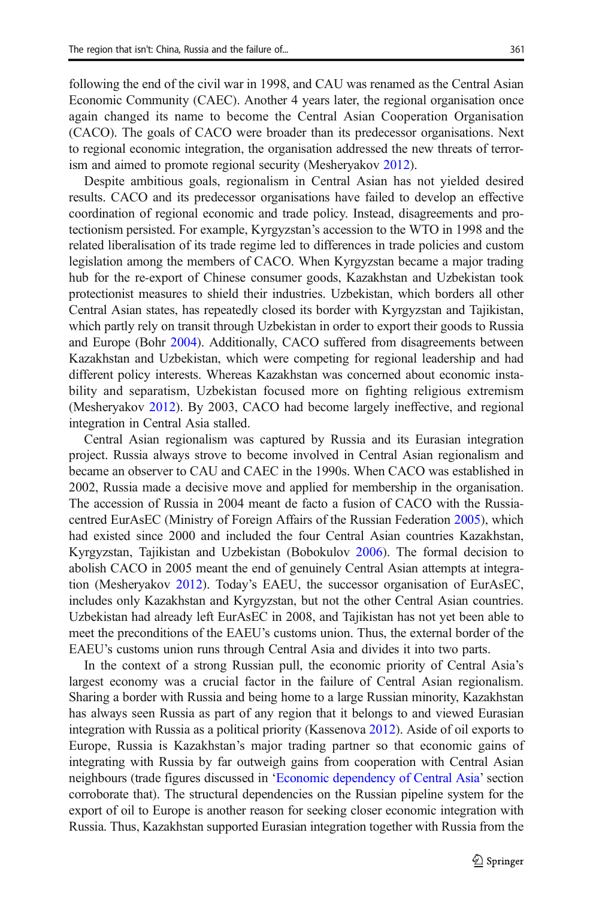following the end of the civil war in 1998, and CAU was renamed as the Central Asian Economic Community (CAEC). Another 4 years later, the regional organisation once again changed its name to become the Central Asian Cooperation Organisation (CACO). The goals of CACO were broader than its predecessor organisations. Next to regional economic integration, the organisation addressed the new threats of terrorism and aimed to promote regional security (Mesheryakov 2012).

Despite ambitious goals, regionalism in Central Asian has not yielded desired results. CACO and its predecessor organisations have failed to develop an effective coordination of regional economic and trade policy. Instead, disagreements and protectionism persisted. For example, Kyrgyzstan's accession to the WTO in 1998 and the related liberalisation of its trade regime led to differences in trade policies and custom legislation among the members of CACO. When Kyrgyzstan became a major trading hub for the re-export of Chinese consumer goods, Kazakhstan and Uzbekistan took protectionist measures to shield their industries. Uzbekistan, which borders all other Central Asian states, has repeatedly closed its border with Kyrgyzstan and Tajikistan, which partly rely on transit through Uzbekistan in order to export their goods to Russia and Europe (Bohr 2004). Additionally, CACO suffered from disagreements between Kazakhstan and Uzbekistan, which were competing for regional leadership and had different policy interests. Whereas Kazakhstan was concerned about economic instability and separatism, Uzbekistan focused more on fighting religious extremism (Mesheryakov 2012). By 2003, CACO had become largely ineffective, and regional integration in Central Asia stalled.

Central Asian regionalism was captured by Russia and its Eurasian integration project. Russia always strove to become involved in Central Asian regionalism and became an observer to CAU and CAEC in the 1990s. When CACO was established in 2002, Russia made a decisive move and applied for membership in the organisation. The accession of Russia in 2004 meant de facto a fusion of CACO with the Russia-centred EurAsEC (Ministry of Foreign Affairs of the Russian Federation 2005), which had existed since 2000 and included the four Central Asian countries Kazakhstan, Kyrgyzstan, Tajikistan and Uzbekistan (Bobokulov 2006). The formal decision to abolish CACO in 2005 meant the end of genuinely Central Asian attempts at integration (Mesheryakov 2012). Today's EAEU, the successor organisation of EurAsEC, includes only Kazakhstan and Kyrgyzstan, but not the other Central Asian countries. Uzbekistan had already left EurAsEC in 2008, and Tajikistan has not yet been able to meet the preconditions of the EAEU's customs union. Thus, the external border of the EAEU's customs union runs through Central Asia and divides it into two parts.

In the context of a strong Russian pull, the economic priority of Central Asia's largest economy was a crucial factor in the failure of Central Asian regionalism. Sharing a border with Russia and being home to a large Russian minority, Kazakhstan has always seen Russia as part of any region that it belongs to and viewed Eurasian integration with Russia as a political priority (Kassenova 2012). Aside of oil exports to Europe, Russia is Kazakhstan's major trading partner so that economic gains of integrating with Russia by far outweigh gains from cooperation with Central Asian neighbours (trade figures discussed in 'Economic dependency of Central Asia' section corroborate that). The structural dependencies on the Russian pipeline system for the export of oil to Europe is another reason for seeking closer economic integration with Russia. Thus, Kazakhstan supported Eurasian integration together with Russia from the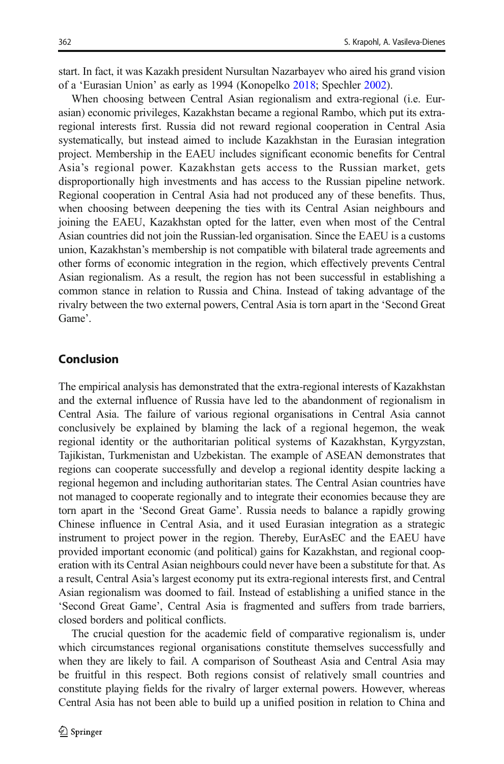start. In fact, it was Kazakh president Nursultan Nazarbayev who aired his grand vision of a 'Eurasian Union' as early as 1994 (Konopelko 2018; Spechler 2002).

When choosing between Central Asian regionalism and extra-regional (i.e. Eurasian) economic privileges, Kazakhstan became a regional Rambo, which put its extra-regional interests first. Russia did not reward regional cooperation in Central Asia systematically, but instead aimed to include Kazakhstan in the Eurasian integration project. Membership in the EAEU includes significant economic benefits for Central Asia's regional power. Kazakhstan gets access to the Russian market, gets disproportionally high investments and has access to the Russian pipeline network. Regional cooperation in Central Asia had not produced any of these benefits. Thus, when choosing between deepening the ties with its Central Asian neighbours and joining the EAEU, Kazakhstan opted for the latter, even when most of the Central Asian countries did not join the Russian-led organisation. Since the EAEU is a customs union, Kazakhstan's membership is not compatible with bilateral trade agreements and other forms of economic integration in the region, which effectively prevents Central Asian regionalism. As a result, the region has not been successful in establishing a common stance in relation to Russia and China. Instead of taking advantage of the rivalry between the two external powers, Central Asia is torn apart in the 'Second Great Game'.

## Conclusion

The empirical analysis has demonstrated that the extra-regional interests of Kazakhstan and the external influence of Russia have led to the abandonment of regionalism in Central Asia. The failure of various regional organisations in Central Asia cannot conclusively be explained by blaming the lack of a regional hegemon, the weak regional identity or the authoritarian political systems of Kazakhstan, Kyrgyzstan, Tajikistan, Turkmenistan and Uzbekistan. The example of ASEAN demonstrates that regions can cooperate successfully and develop a regional identity despite lacking a regional hegemon and including authoritarian states. The Central Asian countries have not managed to cooperate regionally and to integrate their economies because they are torn apart in the 'Second Great Game'. Russia needs to balance a rapidly growing Chinese influence in Central Asia, and it used Eurasian integration as a strategic instrument to project power in the region. Thereby, EurAsEC and the EAEU have provided important economic (and political) gains for Kazakhstan, and regional cooperation with its Central Asian neighbours could never have been a substitute for that. As a result, Central Asia's largest economy put its extra-regional interests first, and Central Asian regionalism was doomed to fail. Instead of establishing a unified stance in the 'Second Great Game', Central Asia is fragmented and suffers from trade barriers, closed borders and political conflicts.

The crucial question for the academic field of comparative regionalism is, under which circumstances regional organisations constitute themselves successfully and when they are likely to fail. A comparison of Southeast Asia and Central Asia may be fruitful in this respect. Both regions consist of relatively small countries and constitute playing fields for the rivalry of larger external powers. However, whereas Central Asia has not been able to build up a unified position in relation to China and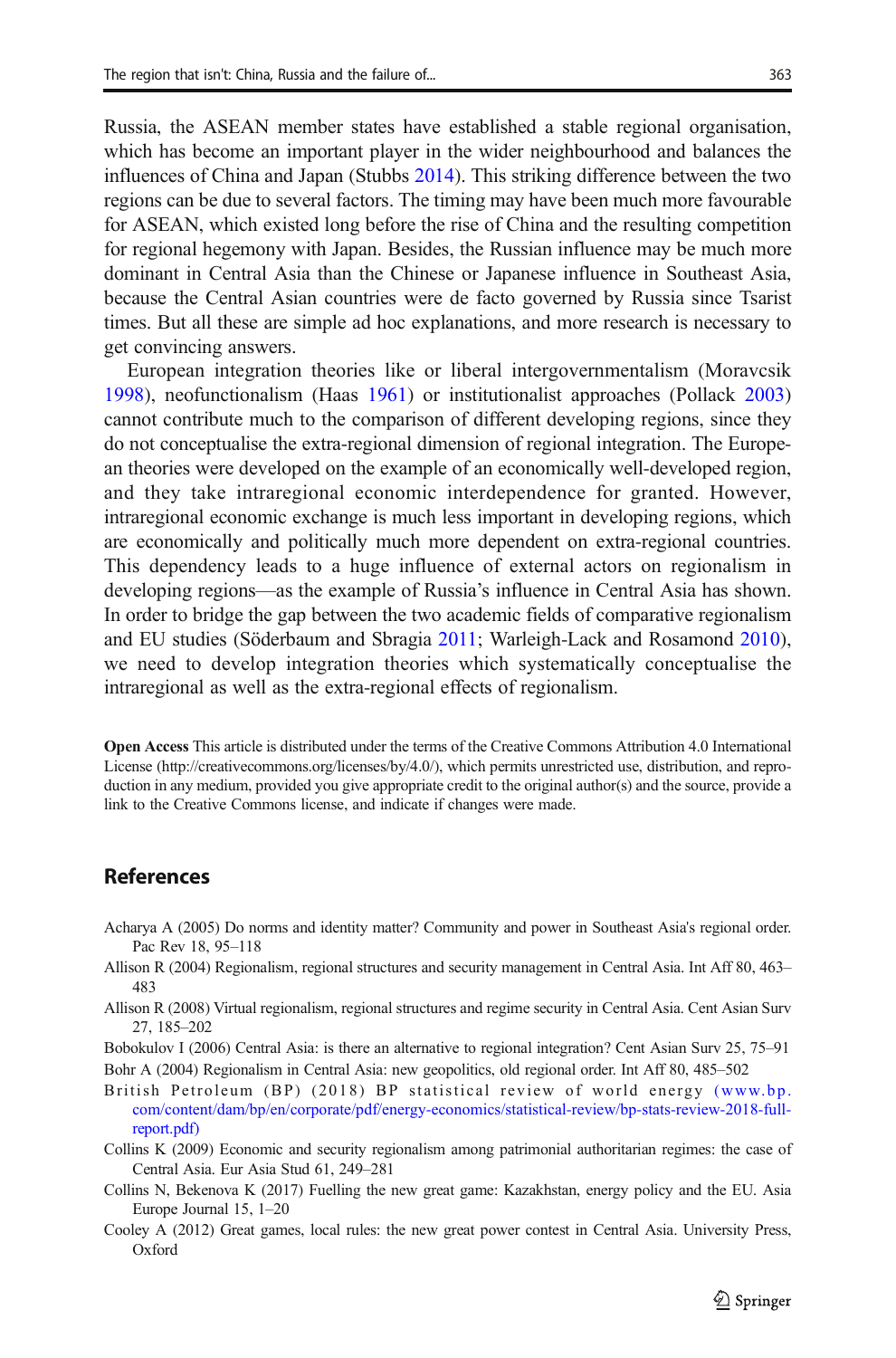Russia, the ASEAN member states have established a stable regional organisation, which has become an important player in the wider neighbourhood and balances the influences of China and Japan (Stubbs 2014). This striking difference between the two regions can be due to several factors. The timing may have been much more favourable for ASEAN, which existed long before the rise of China and the resulting competition for regional hegemony with Japan. Besides, the Russian influence may be much more dominant in Central Asia than the Chinese or Japanese influence in Southeast Asia, because the Central Asian countries were de facto governed by Russia since Tsarist times. But all these are simple ad hoc explanations, and more research is necessary to get convincing answers.

European integration theories like or liberal intergovernmentalism (Moravcsik 1998), neofunctionalism (Haas 1961) or institutionalist approaches (Pollack 2003) cannot contribute much to the comparison of different developing regions, since they do not conceptualise the extra-regional dimension of regional integration. The European theories were developed on the example of an economically well-developed region, and they take intraregional economic interdependence for granted. However, intraregional economic exchange is much less important in developing regions, which are economically and politically much more dependent on extra-regional countries. This dependency leads to a huge influence of external actors on regionalism in developing regions—as the example of Russia's influence in Central Asia has shown. In order to bridge the gap between the two academic fields of comparative regionalism and EU studies (Söderbaum and Sbragia 2011; Warleigh-Lack and Rosamond 2010), we need to develop integration theories which systematically conceptualise the intraregional as well as the extra-regional effects of regionalism.

**Open Access** This article is distributed under the terms of the Creative Commons Attribution 4.0 International License (http://creativecommons.org/licenses/by/4.0/), which permits unrestricted use, distribution, and reproduction in any medium, provided you give appropriate credit to the original author(s) and the source, provide a link to the Creative Commons license, and indicate if changes were made.

## References

Acharya A (2005) Do norms and identity matter? Community and power in Southeast Asia's regional order. Pac Rev 18, 95–118

Allison R (2004) Regionalism, regional structures and security management in Central Asia. Int Aff 80, 463–483

Allison R (2008) Virtual regionalism, regional structures and regime security in Central Asia. Cent Asian Surv 27, 185–202

Bobokulov I (2006) Central Asia: is there an alternative to regional integration? Cent Asian Surv 25, 75–91

Bohr A (2004) Regionalism in Central Asia: new geopolitics, old regional order. Int Aff 80, 485–502

British Petroleum (BP) (2018) BP statistical review of world energy (www.bp.com/content/dam/bp/en/corporate/pdf/energy-economics/statistical-review/bp-stats-review-2018-full-report.pdf)

Collins K (2009) Economic and security regionalism among patrimonial authoritarian regimes: the case of Central Asia. Eur Asia Stud 61, 249–281

Collins N, Bekenova K (2017) Fuelling the new great game: Kazakhstan, energy policy and the EU. Asia Europe Journal 15, 1–20

Cooley A (2012) Great games, local rules: the new great power contest in Central Asia. University Press, Oxford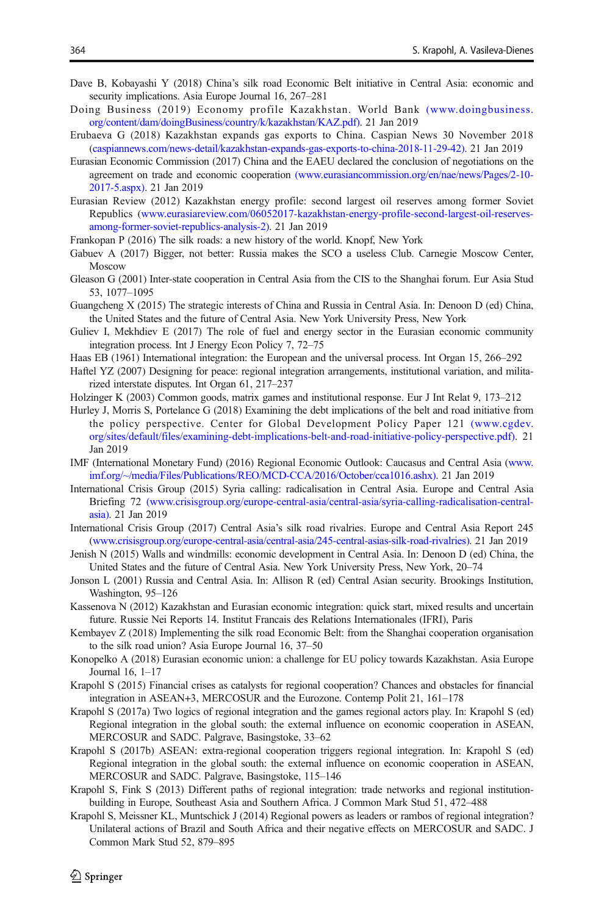Dave B, Kobayashi Y (2018) China's silk road Economic Belt initiative in Central Asia: economic and security implications. Asia Europe Journal 16, 267–281

Doing Business (2019) Economy profile Kazakhstan. World Bank (www.doingbusiness.org/content/dam/doingBusiness/country/k/kazakhstan/KAZ.pdf). 21 Jan 2019

Erubaeva G (2018) Kazakhstan expands gas exports to China. Caspian News 30 November 2018 (caspiannews.com/news-detail/kazakhstan-expands-gas-exports-to-china-2018-11-29-42). 21 Jan 2019

Eurasian Economic Commission (2017) China and the EAEU declared the conclusion of negotiations on the agreement on trade and economic cooperation (www.eurasiancommission.org/en/nae/news/Pages/2-10-2017-5.aspx). 21 Jan 2019

Eurasian Review (2012) Kazakhstan energy profile: second largest oil reserves among former Soviet Republics (www.eurasiareview.com/06052017-kazakhstan-energy-profile-second-largest-oil-reserves-among-former-soviet-republics-analysis-2). 21 Jan 2019

Frankopan P (2016) The silk roads: a new history of the world. Knopf, New York

Gabuev A (2017) Bigger, not better: Russia makes the SCO a useless Club. Carnegie Moscow Center, Moscow

Gleason G (2001) Inter-state cooperation in Central Asia from the CIS to the Shanghai forum. Eur Asia Stud 53, 1077–1095

Guangcheng X (2015) The strategic interests of China and Russia in Central Asia. In: Denoon D (ed) China, the United States and the future of Central Asia. New York University Press, New York

Guliev I, Mekhdiev E (2017) The role of fuel and energy sector in the Eurasian economic community integration process. Int J Energy Econ Policy 7, 72–75

Haas EB (1961) International integration: the European and the universal process. Int Organ 15, 266–292

Haftel YZ (2007) Designing for peace: regional integration arrangements, institutional variation, and militarized interstate disputes. Int Organ 61, 217–237

Holzinger K (2003) Common goods, matrix games and institutional response. Eur J Int Relat 9, 173–212

Hurley J, Morris S, Portelance G (2018) Examining the debt implications of the belt and road initiative from the policy perspective. Center for Global Development Policy Paper 121 (www.cgdev.org/sites/default/files/examining-debt-implications-belt-and-road-initiative-policy-perspective.pdf). 21 Jan 2019

IMF (International Monetary Fund) (2016) Regional Economic Outlook: Caucasus and Central Asia (www.imf.org/~/media/Files/Publications/REO/MCD-CCA/2016/October/cca1016.ashx). 21 Jan 2019

International Crisis Group (2015) Syria calling: radicalisation in Central Asia. Europe and Central Asia Briefing 72 (www.crisisgroup.org/europe-central-asia/central-asia/syria-calling-radicalisation-central-asia). 21 Jan 2019

International Crisis Group (2017) Central Asia's silk road rivalries. Europe and Central Asia Report 245 (www.crisisgroup.org/europe-central-asia/central-asia/245-central-asias-silk-road-rivalries). 21 Jan 2019

Jenish N (2015) Walls and windmills: economic development in Central Asia. In: Denoon D (ed) China, the United States and the future of Central Asia. New York University Press, New York, 20–74

Jonson L (2001) Russia and Central Asia. In: Allison R (ed) Central Asian security. Brookings Institution, Washington, 95–126

Kassenova N (2012) Kazakhstan and Eurasian economic integration: quick start, mixed results and uncertain future. Russie Nei Reports 14. Institut Francais des Relations Internationales (IFRI), Paris

Kembayev Z (2018) Implementing the silk road Economic Belt: from the Shanghai cooperation organisation to the silk road union? Asia Europe Journal 16, 37–50

Konopelko A (2018) Eurasian economic union: a challenge for EU policy towards Kazakhstan. Asia Europe Journal 16, 1–17

Krapohl S (2015) Financial crises as catalysts for regional cooperation? Chances and obstacles for financial integration in ASEAN+3, MERCOSUR and the Eurozone. Contemp Polit 21, 161–178

Krapohl S (2017a) Two logics of regional integration and the games regional actors play. In: Krapohl S (ed) Regional integration in the global south: the external influence on economic cooperation in ASEAN, MERCOSUR and SADC. Palgrave, Basingstoke, 33–62

Krapohl S (2017b) ASEAN: extra-regional cooperation triggers regional integration. In: Krapohl S (ed) Regional integration in the global south: the external influence on economic cooperation in ASEAN, MERCOSUR and SADC. Palgrave, Basingstoke, 115–146

Krapohl S, Fink S (2013) Different paths of regional integration: trade networks and regional institution-building in Europe, Southeast Asia and Southern Africa. J Common Mark Stud 51, 472–488

Krapohl S, Meissner KL, Muntschick J (2014) Regional powers as leaders or rambos of regional integration? Unilateral actions of Brazil and South Africa and their negative effects on MERCOSUR and SADC. J Common Mark Stud 52, 879–895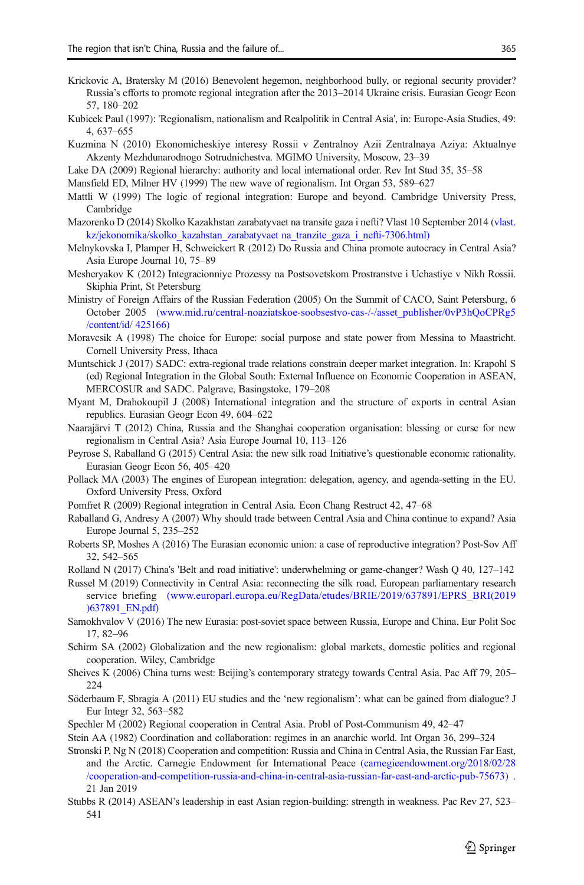Krickovic A, Bratersky M (2016) Benevolent hegemon, neighborhood bully, or regional security provider? Russia's efforts to promote regional integration after the 2013–2014 Ukraine crisis. Eurasian Geogr Econ 57, 180–202

Kubicek Paul (1997): 'Regionalism, nationalism and Realpolitik in Central Asia', in: Europe-Asia Studies, 49: 4, 637–655

Kuzmina N (2010) Ekonomicheskiye interesy Rossii v Zentralnoy Azii Zentralnaya Aziya: Aktualnye Akzenty Mezhdunarodnogo Sotrudnichestva. MGIMO University, Moscow, 23–39

Lake DA (2009) Regional hierarchy: authority and local international order. Rev Int Stud 35, 35–58

Mansfield ED, Milner HV (1999) The new wave of regionalism. Int Organ 53, 589–627

Mattli W (1999) The logic of regional integration: Europe and beyond. Cambridge University Press, Cambridge

Mazorenko D (2014) Skolko Kazakhstan zarabatyvaet na transite gaza i nefti? Vlast 10 September 2014 (vlast.kz/jekonomika/skolko_kazakhstan_zarabatyvaet na_tranzite_gaza_i_nefti-7306.html)

Melnykovska I, Plamper H, Schweickert R (2012) Do Russia and China promote autocracy in Central Asia? Asia Europe Journal 10, 75–89

Mesheryakov K (2012) Integracionniye Prozessy na Postsovetskom Prostranstve i Uchastiye v Nikh Rossii. Skiphia Print, St Petersburg

Ministry of Foreign Affairs of the Russian Federation (2005) On the Summit of CACO, Saint Petersburg, 6 October 2005 (www.mid.ru/central-noaziatskoe-soobsestvo-cas-/-/asset_publisher/0vP3hQoCPRg5/content/id/ 425166)

Moravcsik A (1998) The choice for Europe: social purpose and state power from Messina to Maastricht. Cornell University Press, Ithaca

Muntschick J (2017) SADC: extra-regional trade relations constrain deeper market integration. In: Krapohl S (ed) Regional Integration in the Global South: External Influence on Economic Cooperation in ASEAN, MERCOSUR and SADC. Palgrave, Basingstoke, 179–208

Myant M, Drahokoupil J (2008) International integration and the structure of exports in central Asian republics. Eurasian Geogr Econ 49, 604–622

Naarajärvi T (2012) China, Russia and the Shanghai cooperation organisation: blessing or curse for new regionalism in Central Asia? Asia Europe Journal 10, 113–126

Peyrose S, Raballand G (2015) Central Asia: the new silk road Initiative's questionable economic rationality. Eurasian Geogr Econ 56, 405–420

Pollack MA (2003) The engines of European integration: delegation, agency, and agenda-setting in the EU. Oxford University Press, Oxford

Pomfret R (2009) Regional integration in Central Asia. Econ Chang Restruct 42, 47–68

Raballand G, Andresy A (2007) Why should trade between Central Asia and China continue to expand? Asia Europe Journal 5, 235–252

Roberts SP, Moshes A (2016) The Eurasian economic union: a case of reproductive integration? Post-Sov Aff 32, 542–565

Rolland N (2017) China's 'Belt and road initiative': underwhelming or game-changer? Wash Q 40, 127–142

Russel M (2019) Connectivity in Central Asia: reconnecting the silk road. European parliamentary research service briefing (www.europarl.europa.eu/RegData/etudes/BRIE/2019/637891/EPRS_BRI(2019)637891_EN.pdf)

Samokhvalov V (2016) The new Eurasia: post-soviet space between Russia, Europe and China. Eur Polit Soc 17, 82–96

Schirm SA (2002) Globalization and the new regionalism: global markets, domestic politics and regional cooperation. Wiley, Cambridge

Sheives K (2006) China turns west: Beijing's contemporary strategy towards Central Asia. Pac Aff 79, 205–224

Söderbaum F, Sbragia A (2011) EU studies and the 'new regionalism': what can be gained from dialogue? J Eur Integr 32, 563–582

Spechler M (2002) Regional cooperation in Central Asia. Probl of Post-Communism 49, 42–47

Stein AA (1982) Coordination and collaboration: regimes in an anarchic world. Int Organ 36, 299–324

Stronski P, Ng N (2018) Cooperation and competition: Russia and China in Central Asia, the Russian Far East, and the Arctic. Carnegie Endowment for International Peace (carnegieendowment.org/2018/02/28/cooperation-and-competition-russia-and-china-in-central-asia-russian-far-east-and-arctic-pub-75673) . 21 Jan 2019

Stubbs R (2014) ASEAN's leadership in east Asian region-building: strength in weakness. Pac Rev 27, 523–541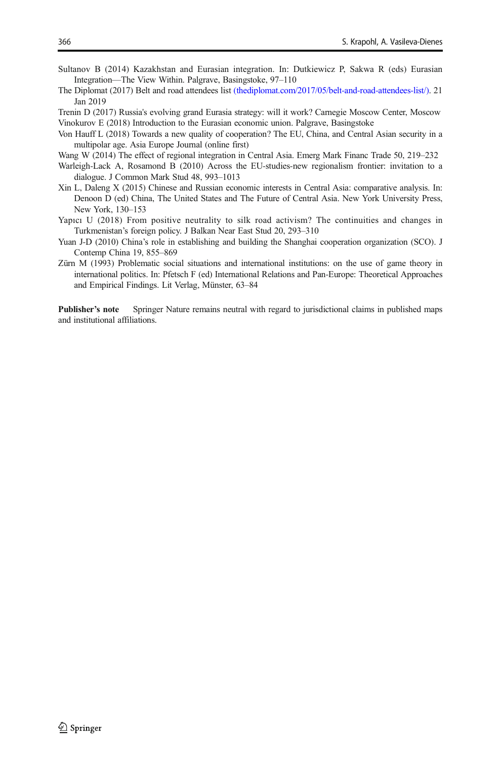Sultanov B (2014) Kazakhstan and Eurasian integration. In: Dutkiewicz P, Sakwa R (eds) Eurasian Integration—The View Within. Palgrave, Basingstoke, 97–110

The Diplomat (2017) Belt and road attendees list (thediplomat.com/2017/05/belt-and-road-attendees-list/). 21 Jan 2019

Trenin D (2017) Russia's evolving grand Eurasia strategy: will it work? Carnegie Moscow Center, Moscow

Vinokurov E (2018) Introduction to the Eurasian economic union. Palgrave, Basingstoke

Von Hauff L (2018) Towards a new quality of cooperation? The EU, China, and Central Asian security in a multipolar age. Asia Europe Journal (online first)

Wang W (2014) The effect of regional integration in Central Asia. Emerg Mark Financ Trade 50, 219–232

Warleigh-Lack A, Rosamond B (2010) Across the EU-studies-new regionalism frontier: invitation to a dialogue. J Common Mark Stud 48, 993–1013

Xin L, Daleng X (2015) Chinese and Russian economic interests in Central Asia: comparative analysis. In: Denoon D (ed) China, The United States and The Future of Central Asia. New York University Press, New York, 130–153

Yapıcı U (2018) From positive neutrality to silk road activism? The continuities and changes in Turkmenistan's foreign policy. J Balkan Near East Stud 20, 293–310

Yuan J-D (2010) China's role in establishing and building the Shanghai cooperation organization (SCO). J Contemp China 19, 855–869

Zürn M (1993) Problematic social situations and international institutions: on the use of game theory in international politics. In: Pfetsch F (ed) International Relations and Pan-Europe: Theoretical Approaches and Empirical Findings. Lit Verlag, Münster, 63–84

**Publisher's note** Springer Nature remains neutral with regard to jurisdictional claims in published maps and institutional affiliations.